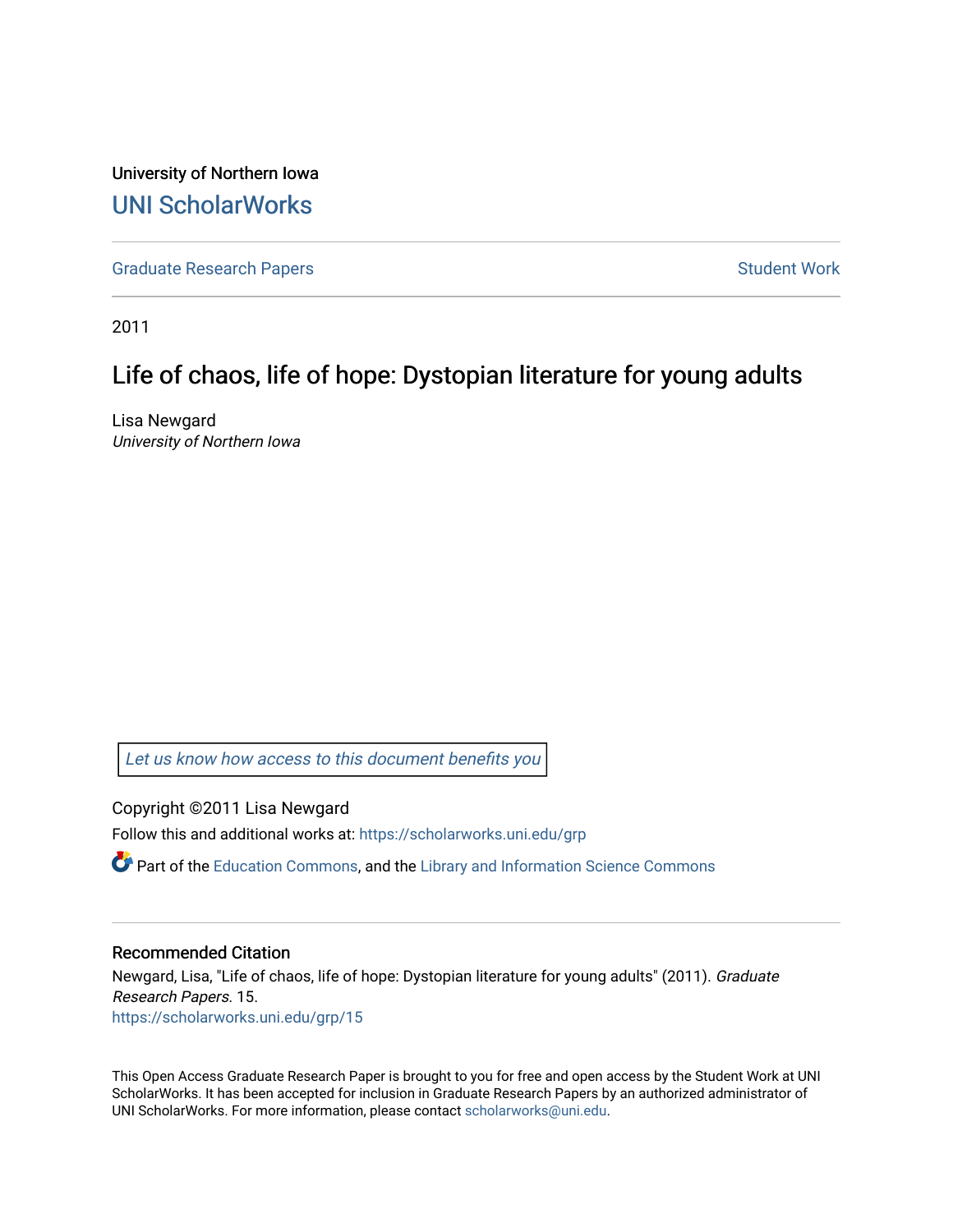University of Northern Iowa

# UNI ScholarWorks

Graduate Research Papers | Student Work
--- | ---

2011

## Life of chaos, life of hope: Dystopian literature for young adults

Lisa Newgard
*University of Northern Iowa*

Let us know how access to this document benefits you

Copyright ©2011 Lisa Newgard

Follow this and additional works at: https://scholarworks.uni.edu/grp

Part of the Education Commons, and the Library and Information Science Commons

### Recommended Citation

Newgard, Lisa, "Life of chaos, life of hope: Dystopian literature for young adults" (2011). *Graduate Research Papers*. 15.
https://scholarworks.uni.edu/grp/15

This Open Access Graduate Research Paper is brought to you for free and open access by the Student Work at UNI ScholarWorks. It has been accepted for inclusion in Graduate Research Papers by an authorized administrator of UNI ScholarWorks. For more information, please contact scholarworks@uni.edu.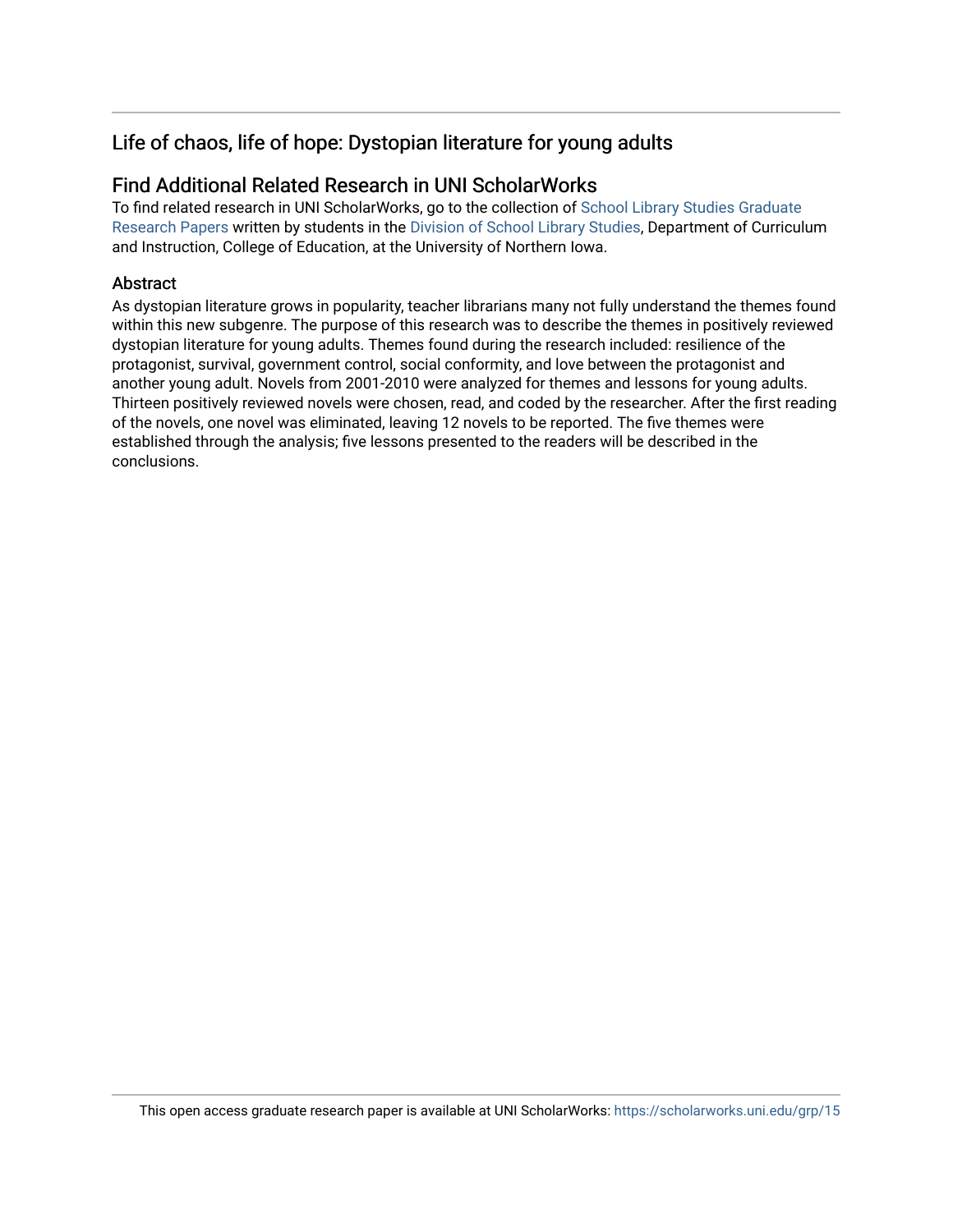## Life of chaos, life of hope: Dystopian literature for young adults

## Find Additional Related Research in UNI ScholarWorks

To find related research in UNI ScholarWorks, go to the collection of School Library Studies Graduate Research Papers written by students in the Division of School Library Studies, Department of Curriculum and Instruction, College of Education, at the University of Northern Iowa.

## Abstract

As dystopian literature grows in popularity, teacher librarians many not fully understand the themes found within this new subgenre. The purpose of this research was to describe the themes in positively reviewed dystopian literature for young adults. Themes found during the research included: resilience of the protagonist, survival, government control, social conformity, and love between the protagonist and another young adult. Novels from 2001-2010 were analyzed for themes and lessons for young adults. Thirteen positively reviewed novels were chosen, read, and coded by the researcher. After the first reading of the novels, one novel was eliminated, leaving 12 novels to be reported. The five themes were established through the analysis; five lessons presented to the readers will be described in the conclusions.

This open access graduate research paper is available at UNI ScholarWorks: https://scholarworks.uni.edu/grp/15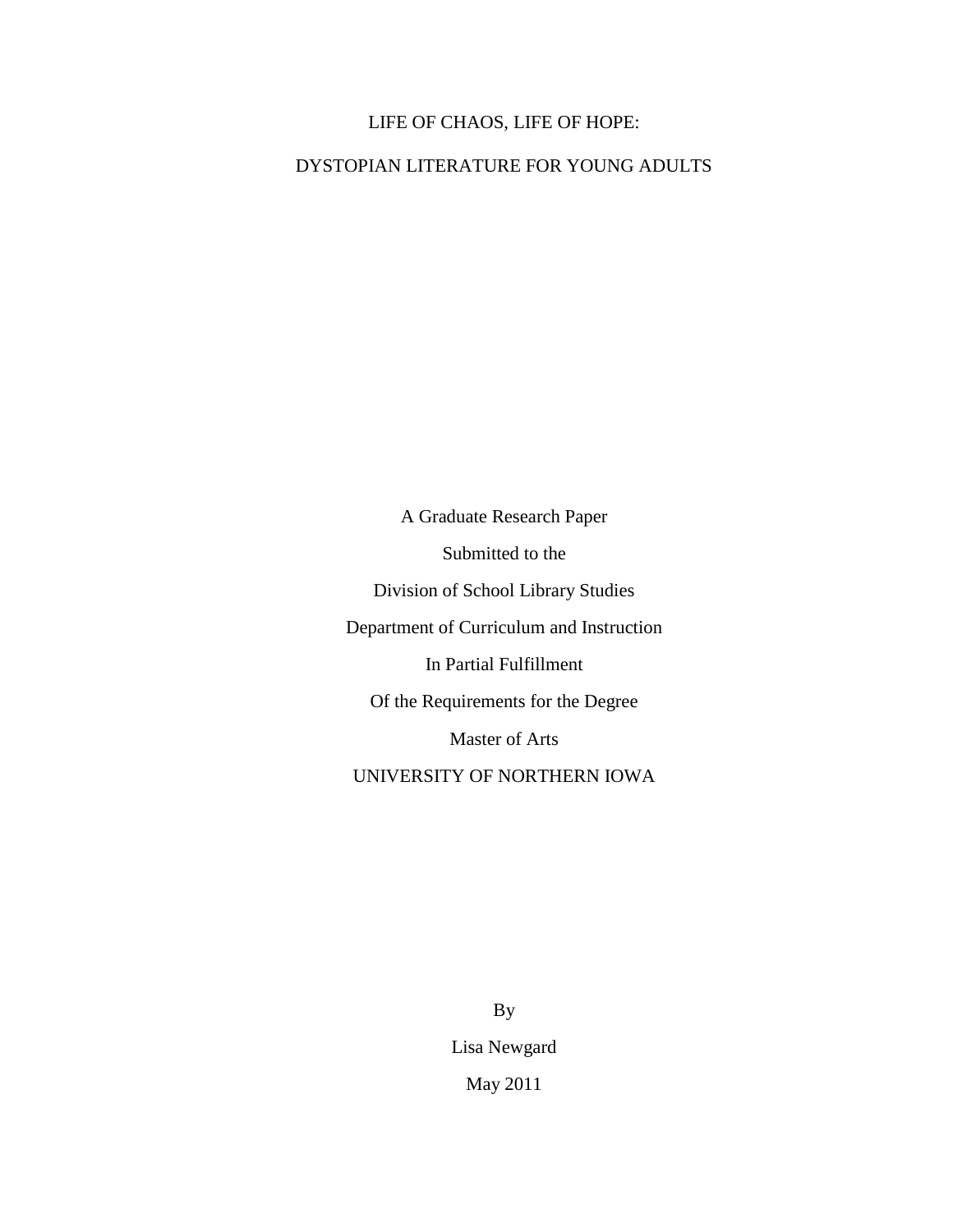# LIFE OF CHAOS, LIFE OF HOPE:

# DYSTOPIAN LITERATURE FOR YOUNG ADULTS

A Graduate Research Paper

Submitted to the

Division of School Library Studies

Department of Curriculum and Instruction

In Partial Fulfillment

Of the Requirements for the Degree

Master of Arts

UNIVERSITY OF NORTHERN IOWA

By

Lisa Newgard

May 2011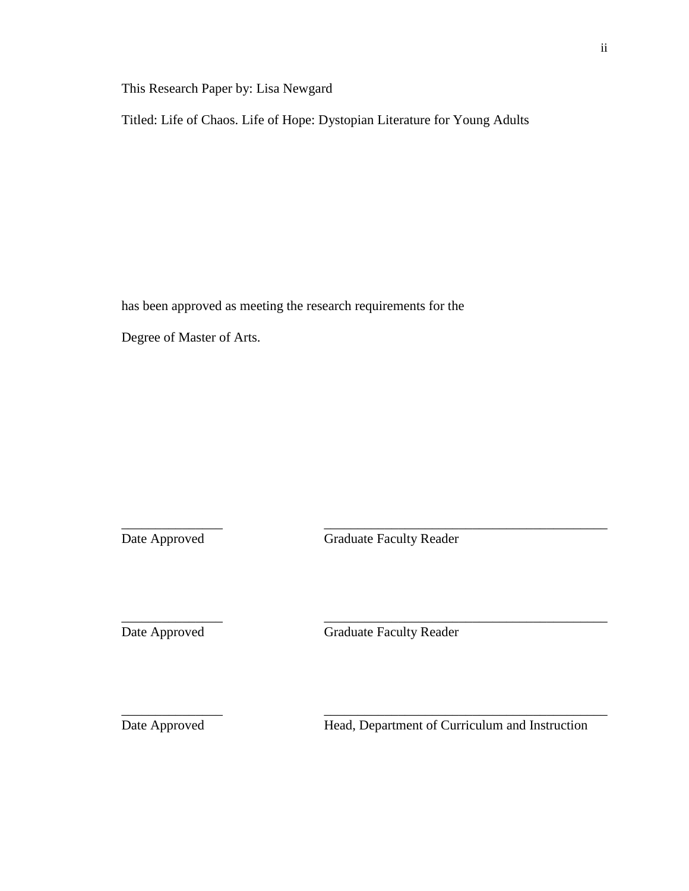This Research Paper by: Lisa Newgard

Titled: Life of Chaos. Life of Hope: Dystopian Literature for Young Adults

has been approved as meeting the research requirements for the

Degree of Master of Arts.

\_\_\_\_\_\_\_\_\_\_\_\_\_\_\_ \_\_\_\_\_\_\_\_\_\_\_\_\_\_\_\_\_\_\_\_\_\_\_\_\_\_\_\_\_\_\_\_\_\_\_\_\_\_\_\_\_\_\_

Date Approved Graduate Faculty Reader

\_\_\_\_\_\_\_\_\_\_\_\_\_\_\_ \_\_\_\_\_\_\_\_\_\_\_\_\_\_\_\_\_\_\_\_\_\_\_\_\_\_\_\_\_\_\_\_\_\_\_\_\_\_\_\_\_\_\_

Date Approved Graduate Faculty Reader

\_\_\_\_\_\_\_\_\_\_\_\_\_\_\_ \_\_\_\_\_\_\_\_\_\_\_\_\_\_\_\_\_\_\_\_\_\_\_\_\_\_\_\_\_\_\_\_\_\_\_\_\_\_\_\_\_\_\_

Date Approved Head, Department of Curriculum and Instruction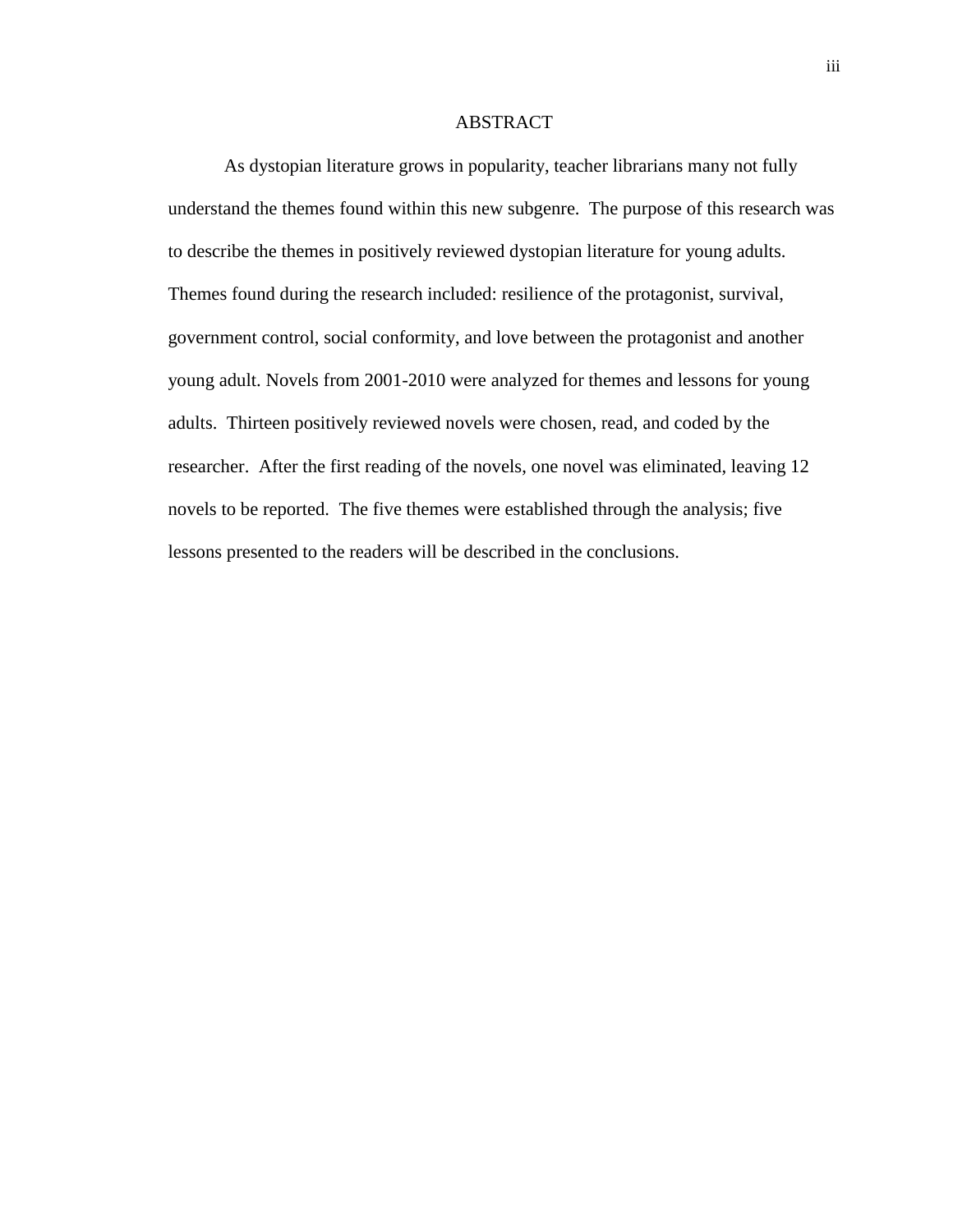# ABSTRACT

As dystopian literature grows in popularity, teacher librarians many not fully understand the themes found within this new subgenre.  The purpose of this research was to describe the themes in positively reviewed dystopian literature for young adults. Themes found during the research included: resilience of the protagonist, survival, government control, social conformity, and love between the protagonist and another young adult. Novels from 2001-2010 were analyzed for themes and lessons for young adults.  Thirteen positively reviewed novels were chosen, read, and coded by the researcher.  After the first reading of the novels, one novel was eliminated, leaving 12 novels to be reported.  The five themes were established through the analysis; five lessons presented to the readers will be described in the conclusions.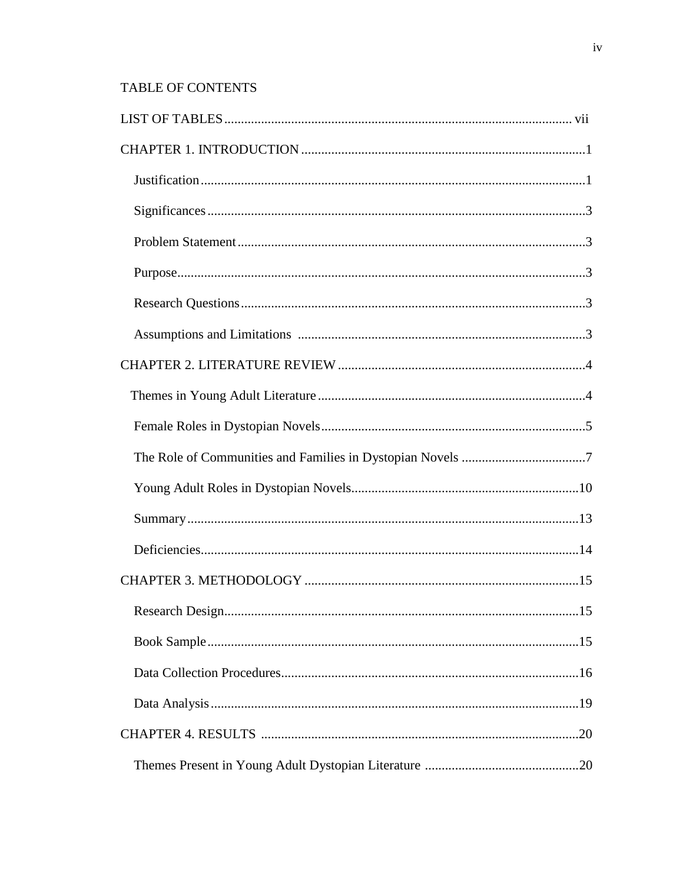TABLE OF CONTENTS

LIST OF TABLES ........................................................................................................ vii

CHAPTER 1. INTRODUCTION ....................................................................................1

Justification ...................................................................................................................1

Significances .................................................................................................................3

Problem Statement ........................................................................................................3

Purpose ..........................................................................................................................3

Research Questions .......................................................................................................3

Assumptions and Limitations .......................................................................................3

CHAPTER 2. LITERATURE REVIEW ..........................................................................4

Themes in Young Adult Literature ................................................................................4

Female Roles in Dystopian Novels ...............................................................................5

The Role of Communities and Families in Dystopian Novels .....................................7

Young Adult Roles in Dystopian Novels ....................................................................10

Summary .....................................................................................................................13

Deficiencies .................................................................................................................14

CHAPTER 3. METHODOLOGY ..................................................................................15

Research Design ..........................................................................................................15

Book Sample ...............................................................................................................15

Data Collection Procedures .........................................................................................16

Data Analysis ..............................................................................................................19

CHAPTER 4. RESULTS ...............................................................................................20

Themes Present in Young Adult Dystopian Literature ...............................................20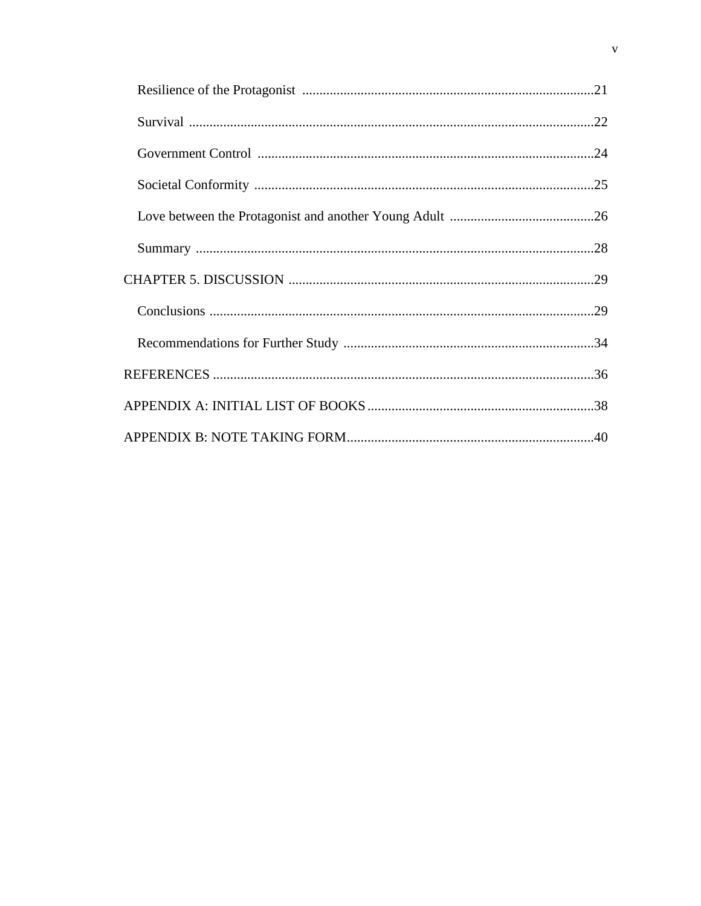Resilience of the Protagonist .....................................................................................21

Survival ......................................................................................................................22

Government Control ..................................................................................................24

Societal Conformity ...................................................................................................25

Love between the Protagonist and another Young Adult ...........................................26

Summary ....................................................................................................................28

CHAPTER 5. DISCUSSION .........................................................................................29

Conclusions ................................................................................................................29

Recommendations for Further Study .........................................................................34

REFERENCES ...............................................................................................................36

APPENDIX A: INITIAL LIST OF BOOKS..................................................................38

APPENDIX B: NOTE TAKING FORM.......................................................................40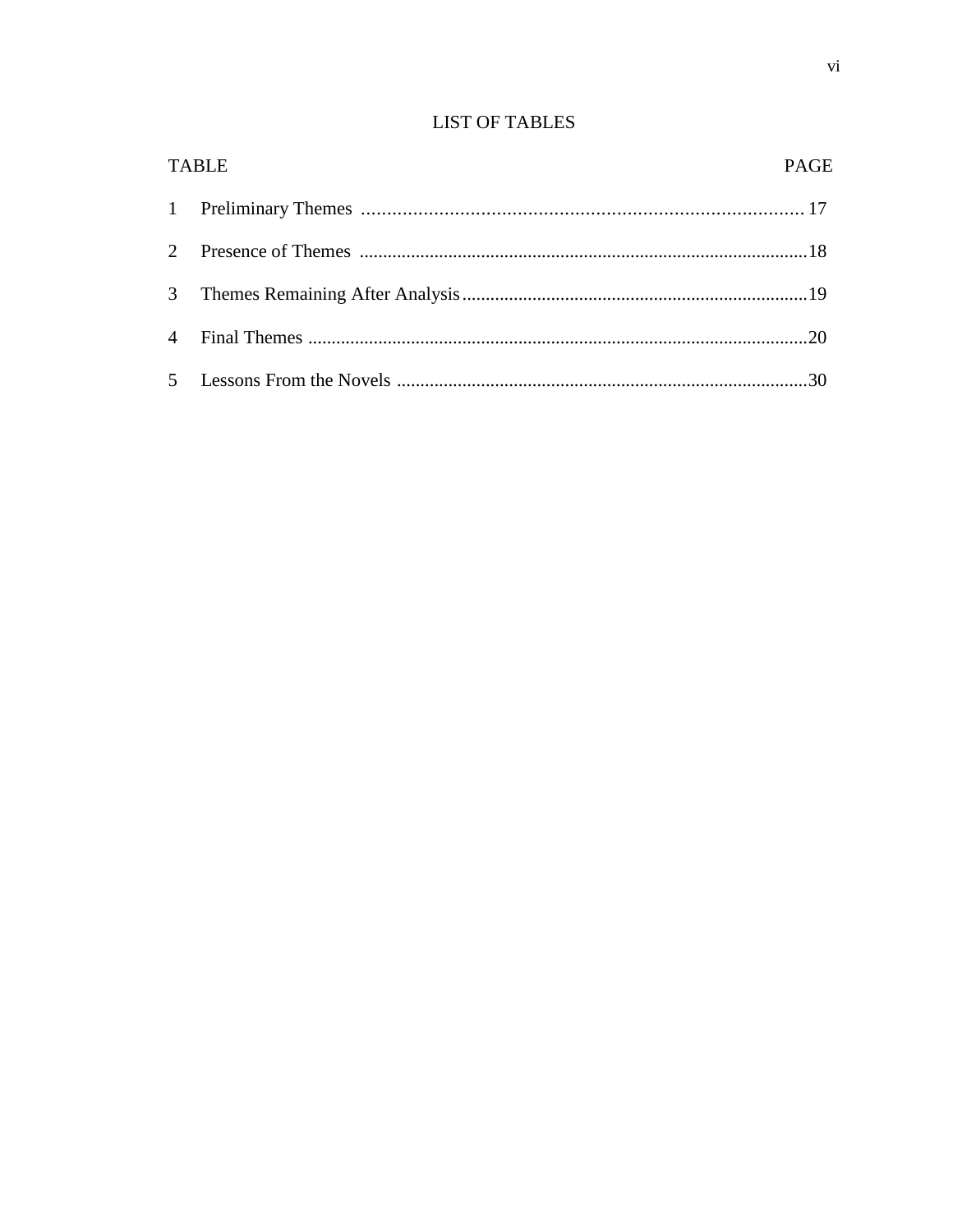## LIST OF TABLES

| TABLE | | PAGE |
|---|---|---|
| 1 | Preliminary Themes | 17 |
| 2 | Presence of Themes | 18 |
| 3 | Themes Remaining After Analysis | 19 |
| 4 | Final Themes | 20 |
| 5 | Lessons From the Novels | 30 |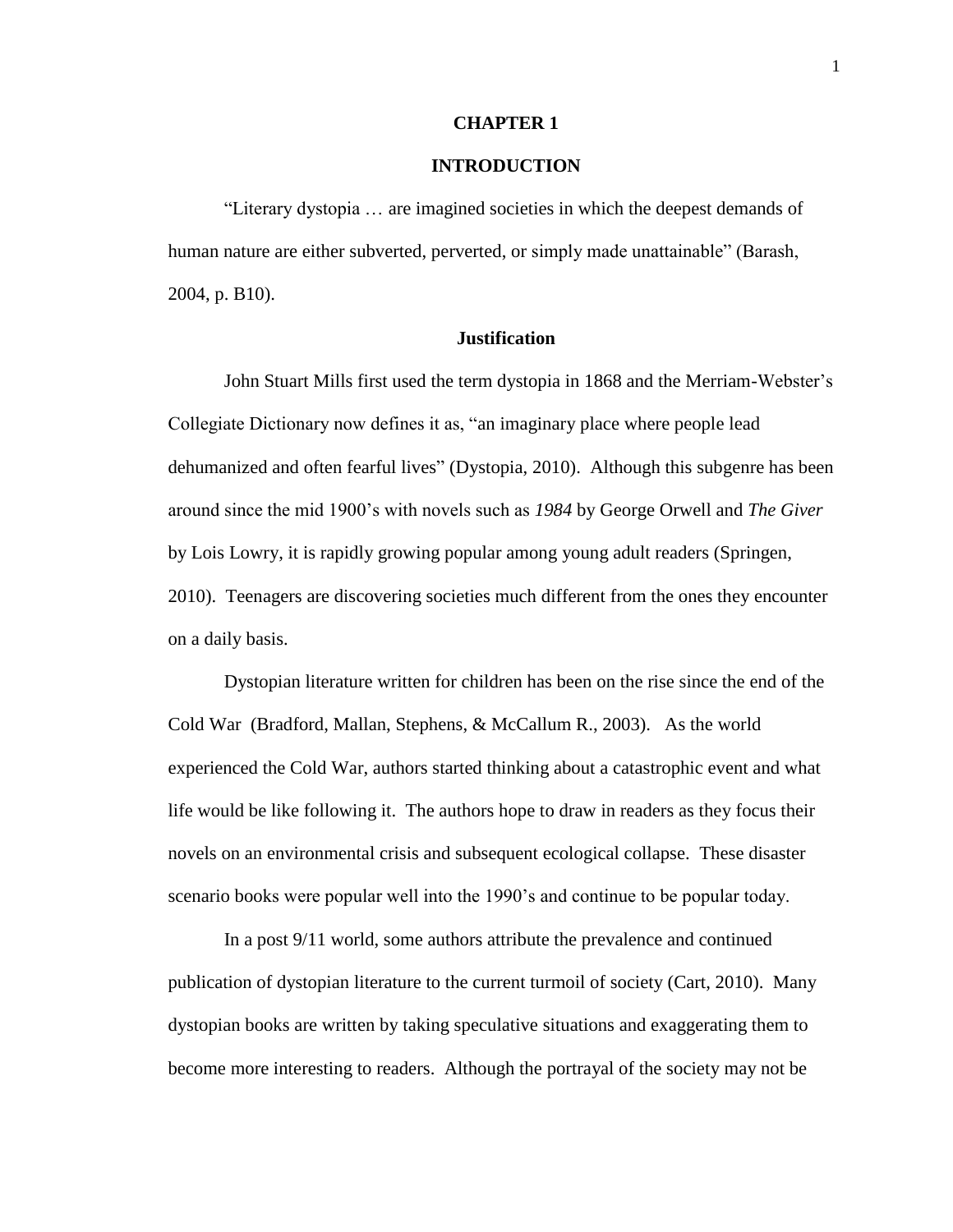# CHAPTER 1

# INTRODUCTION

"Literary dystopia … are imagined societies in which the deepest demands of human nature are either subverted, perverted, or simply made unattainable" (Barash, 2004, p. B10).

## Justification

John Stuart Mills first used the term dystopia in 1868 and the Merriam-Webster's Collegiate Dictionary now defines it as, "an imaginary place where people lead dehumanized and often fearful lives" (Dystopia, 2010). Although this subgenre has been around since the mid 1900's with novels such as *1984* by George Orwell and *The Giver* by Lois Lowry, it is rapidly growing popular among young adult readers (Springen, 2010). Teenagers are discovering societies much different from the ones they encounter on a daily basis.

Dystopian literature written for children has been on the rise since the end of the Cold War (Bradford, Mallan, Stephens, & McCallum R., 2003). As the world experienced the Cold War, authors started thinking about a catastrophic event and what life would be like following it. The authors hope to draw in readers as they focus their novels on an environmental crisis and subsequent ecological collapse. These disaster scenario books were popular well into the 1990's and continue to be popular today.

In a post 9/11 world, some authors attribute the prevalence and continued publication of dystopian literature to the current turmoil of society (Cart, 2010). Many dystopian books are written by taking speculative situations and exaggerating them to become more interesting to readers. Although the portrayal of the society may not be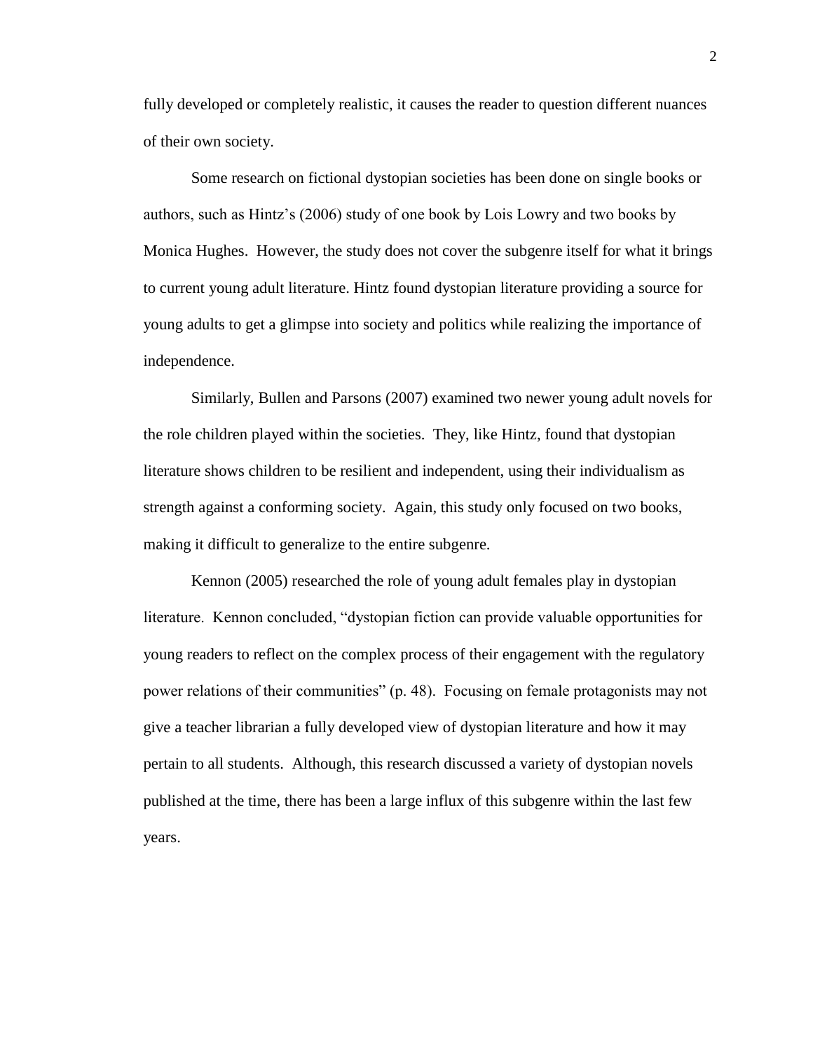fully developed or completely realistic, it causes the reader to question different nuances of their own society.

Some research on fictional dystopian societies has been done on single books or authors, such as Hintz's (2006) study of one book by Lois Lowry and two books by Monica Hughes. However, the study does not cover the subgenre itself for what it brings to current young adult literature. Hintz found dystopian literature providing a source for young adults to get a glimpse into society and politics while realizing the importance of independence.

Similarly, Bullen and Parsons (2007) examined two newer young adult novels for the role children played within the societies. They, like Hintz, found that dystopian literature shows children to be resilient and independent, using their individualism as strength against a conforming society. Again, this study only focused on two books, making it difficult to generalize to the entire subgenre.

Kennon (2005) researched the role of young adult females play in dystopian literature. Kennon concluded, "dystopian fiction can provide valuable opportunities for young readers to reflect on the complex process of their engagement with the regulatory power relations of their communities" (p. 48). Focusing on female protagonists may not give a teacher librarian a fully developed view of dystopian literature and how it may pertain to all students. Although, this research discussed a variety of dystopian novels published at the time, there has been a large influx of this subgenre within the last few years.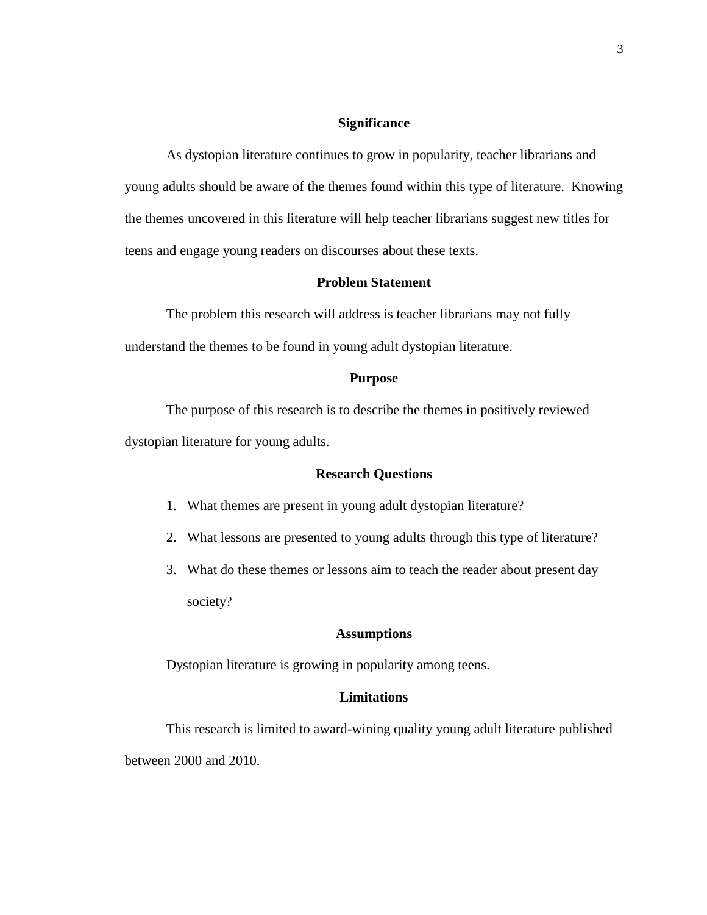## Significance

As dystopian literature continues to grow in popularity, teacher librarians and young adults should be aware of the themes found within this type of literature. Knowing the themes uncovered in this literature will help teacher librarians suggest new titles for teens and engage young readers on discourses about these texts.

## Problem Statement

The problem this research will address is teacher librarians may not fully understand the themes to be found in young adult dystopian literature.

## Purpose

The purpose of this research is to describe the themes in positively reviewed dystopian literature for young adults.

## Research Questions

1. What themes are present in young adult dystopian literature?
2. What lessons are presented to young adults through this type of literature?
3. What do these themes or lessons aim to teach the reader about present day society?

## Assumptions

Dystopian literature is growing in popularity among teens.

## Limitations

This research is limited to award-wining quality young adult literature published between 2000 and 2010.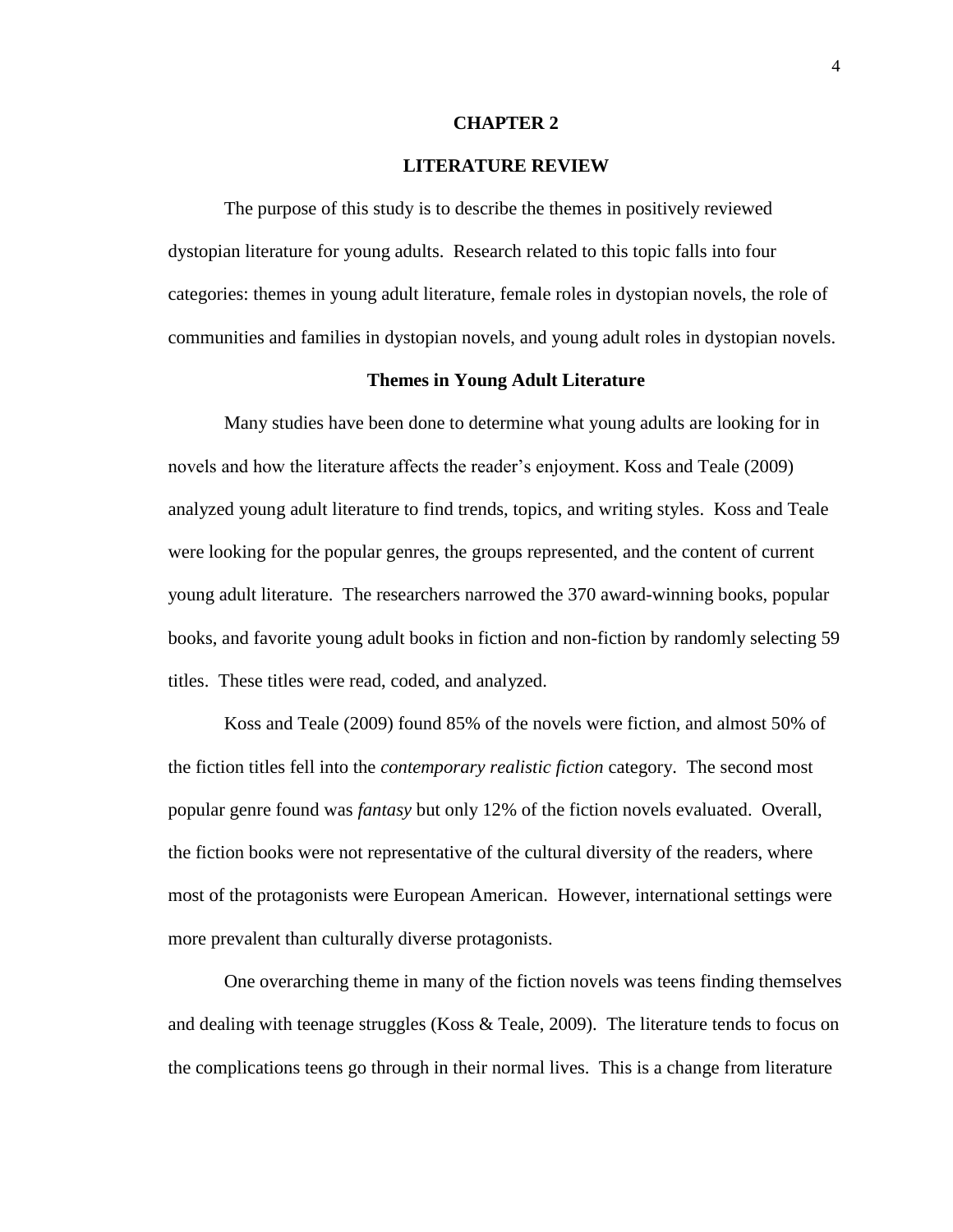# CHAPTER 2

# LITERATURE REVIEW

The purpose of this study is to describe the themes in positively reviewed dystopian literature for young adults. Research related to this topic falls into four categories: themes in young adult literature, female roles in dystopian novels, the role of communities and families in dystopian novels, and young adult roles in dystopian novels.

## Themes in Young Adult Literature

Many studies have been done to determine what young adults are looking for in novels and how the literature affects the reader's enjoyment. Koss and Teale (2009) analyzed young adult literature to find trends, topics, and writing styles. Koss and Teale were looking for the popular genres, the groups represented, and the content of current young adult literature. The researchers narrowed the 370 award-winning books, popular books, and favorite young adult books in fiction and non-fiction by randomly selecting 59 titles. These titles were read, coded, and analyzed.

Koss and Teale (2009) found 85% of the novels were fiction, and almost 50% of the fiction titles fell into the *contemporary realistic fiction* category. The second most popular genre found was *fantasy* but only 12% of the fiction novels evaluated. Overall, the fiction books were not representative of the cultural diversity of the readers, where most of the protagonists were European American. However, international settings were more prevalent than culturally diverse protagonists.

One overarching theme in many of the fiction novels was teens finding themselves and dealing with teenage struggles (Koss & Teale, 2009). The literature tends to focus on the complications teens go through in their normal lives. This is a change from literature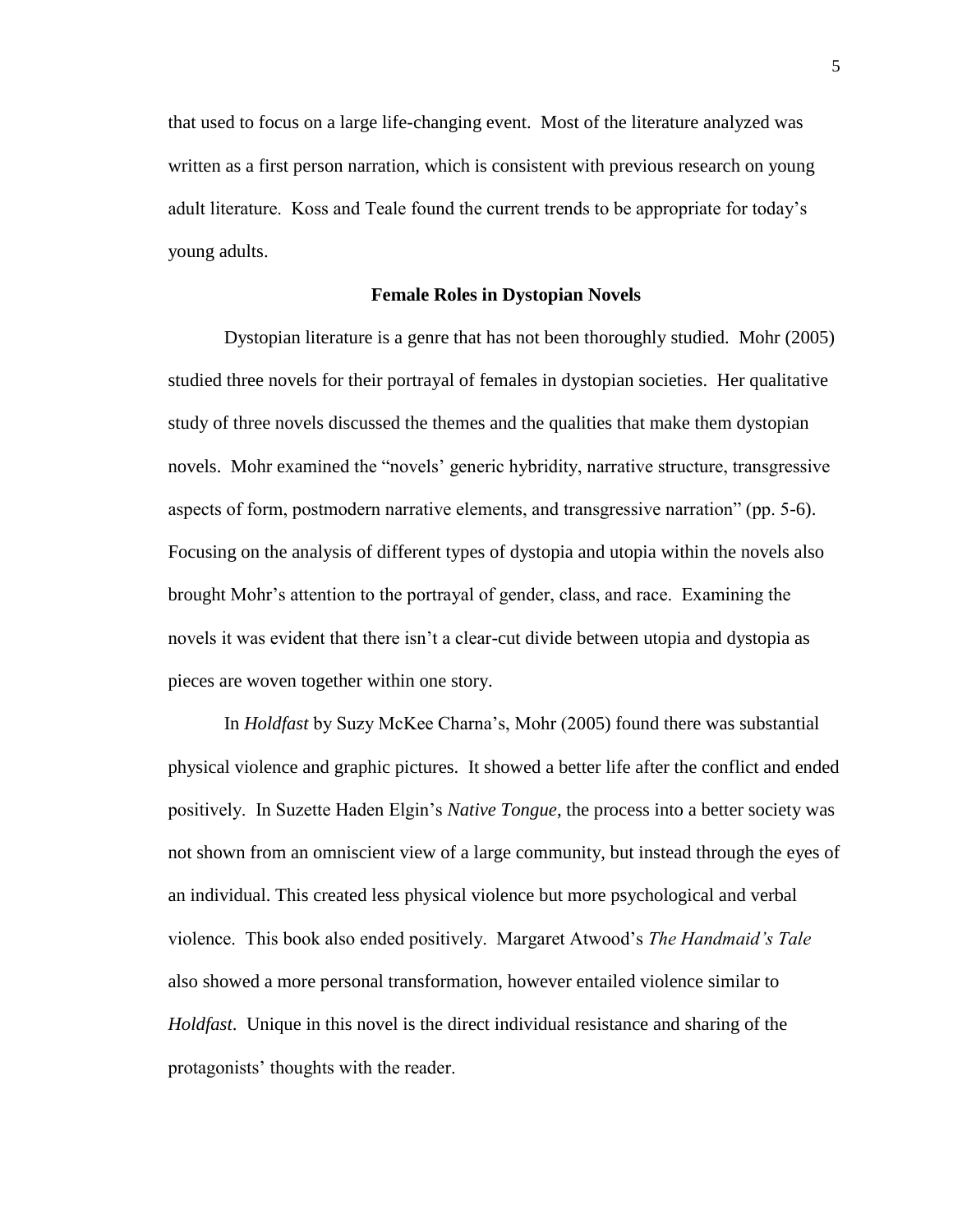that used to focus on a large life-changing event. Most of the literature analyzed was written as a first person narration, which is consistent with previous research on young adult literature. Koss and Teale found the current trends to be appropriate for today's young adults.

## Female Roles in Dystopian Novels

Dystopian literature is a genre that has not been thoroughly studied. Mohr (2005) studied three novels for their portrayal of females in dystopian societies. Her qualitative study of three novels discussed the themes and the qualities that make them dystopian novels. Mohr examined the "novels' generic hybridity, narrative structure, transgressive aspects of form, postmodern narrative elements, and transgressive narration" (pp. 5-6). Focusing on the analysis of different types of dystopia and utopia within the novels also brought Mohr's attention to the portrayal of gender, class, and race. Examining the novels it was evident that there isn't a clear-cut divide between utopia and dystopia as pieces are woven together within one story.

In *Holdfast* by Suzy McKee Charna's, Mohr (2005) found there was substantial physical violence and graphic pictures. It showed a better life after the conflict and ended positively. In Suzette Haden Elgin's *Native Tongue*, the process into a better society was not shown from an omniscient view of a large community, but instead through the eyes of an individual. This created less physical violence but more psychological and verbal violence. This book also ended positively. Margaret Atwood's *The Handmaid's Tale* also showed a more personal transformation, however entailed violence similar to *Holdfast*. Unique in this novel is the direct individual resistance and sharing of the protagonists' thoughts with the reader.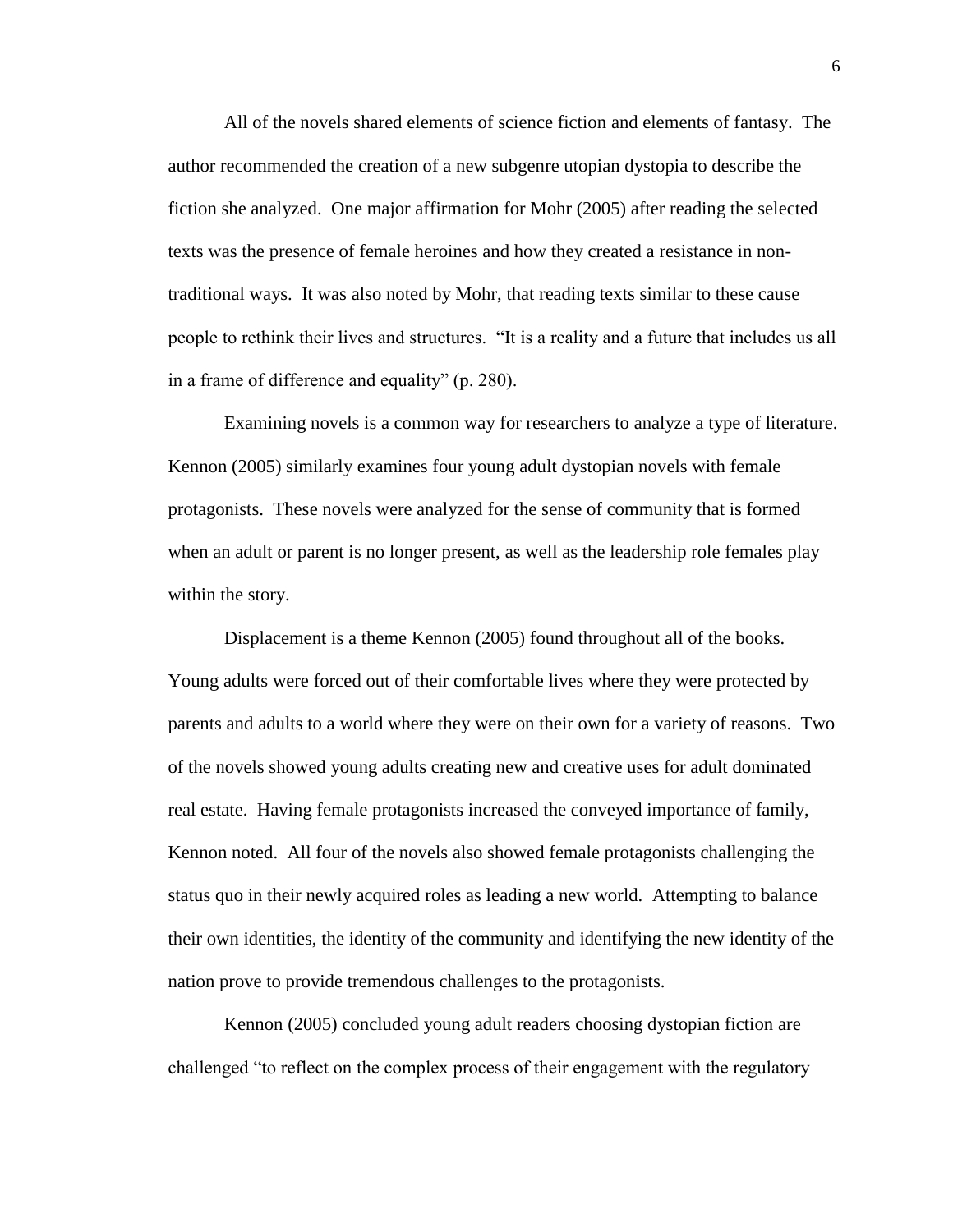All of the novels shared elements of science fiction and elements of fantasy. The author recommended the creation of a new subgenre utopian dystopia to describe the fiction she analyzed. One major affirmation for Mohr (2005) after reading the selected texts was the presence of female heroines and how they created a resistance in non-traditional ways. It was also noted by Mohr, that reading texts similar to these cause people to rethink their lives and structures. "It is a reality and a future that includes us all in a frame of difference and equality" (p. 280).

Examining novels is a common way for researchers to analyze a type of literature. Kennon (2005) similarly examines four young adult dystopian novels with female protagonists. These novels were analyzed for the sense of community that is formed when an adult or parent is no longer present, as well as the leadership role females play within the story.

Displacement is a theme Kennon (2005) found throughout all of the books. Young adults were forced out of their comfortable lives where they were protected by parents and adults to a world where they were on their own for a variety of reasons. Two of the novels showed young adults creating new and creative uses for adult dominated real estate. Having female protagonists increased the conveyed importance of family, Kennon noted. All four of the novels also showed female protagonists challenging the status quo in their newly acquired roles as leading a new world. Attempting to balance their own identities, the identity of the community and identifying the new identity of the nation prove to provide tremendous challenges to the protagonists.

Kennon (2005) concluded young adult readers choosing dystopian fiction are challenged "to reflect on the complex process of their engagement with the regulatory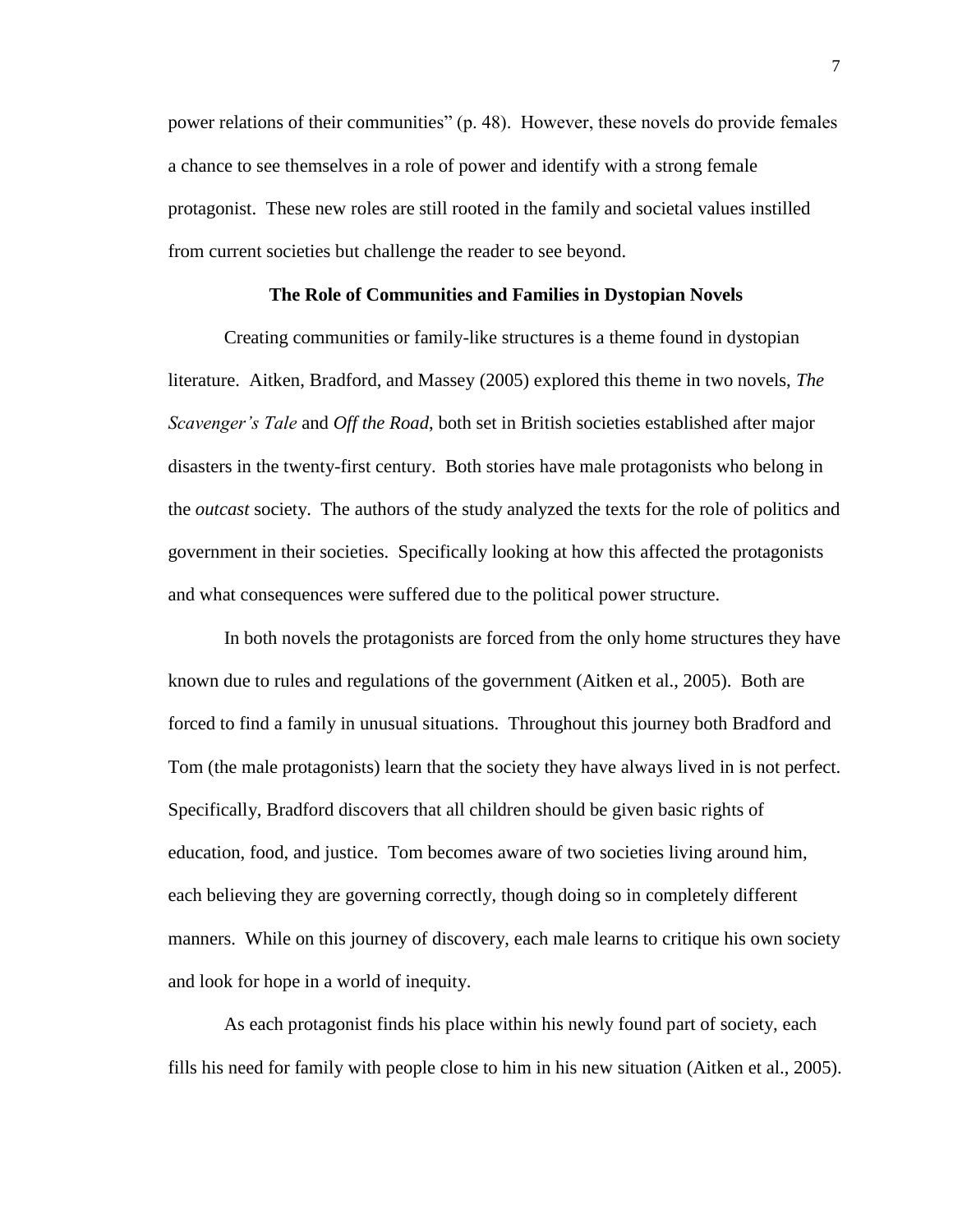power relations of their communities" (p. 48). However, these novels do provide females a chance to see themselves in a role of power and identify with a strong female protagonist. These new roles are still rooted in the family and societal values instilled from current societies but challenge the reader to see beyond.

## The Role of Communities and Families in Dystopian Novels

Creating communities or family-like structures is a theme found in dystopian literature. Aitken, Bradford, and Massey (2005) explored this theme in two novels, *The Scavenger's Tale* and *Off the Road*, both set in British societies established after major disasters in the twenty-first century. Both stories have male protagonists who belong in the *outcast* society. The authors of the study analyzed the texts for the role of politics and government in their societies. Specifically looking at how this affected the protagonists and what consequences were suffered due to the political power structure.

In both novels the protagonists are forced from the only home structures they have known due to rules and regulations of the government (Aitken et al., 2005). Both are forced to find a family in unusual situations. Throughout this journey both Bradford and Tom (the male protagonists) learn that the society they have always lived in is not perfect. Specifically, Bradford discovers that all children should be given basic rights of education, food, and justice. Tom becomes aware of two societies living around him, each believing they are governing correctly, though doing so in completely different manners. While on this journey of discovery, each male learns to critique his own society and look for hope in a world of inequity.

As each protagonist finds his place within his newly found part of society, each fills his need for family with people close to him in his new situation (Aitken et al., 2005).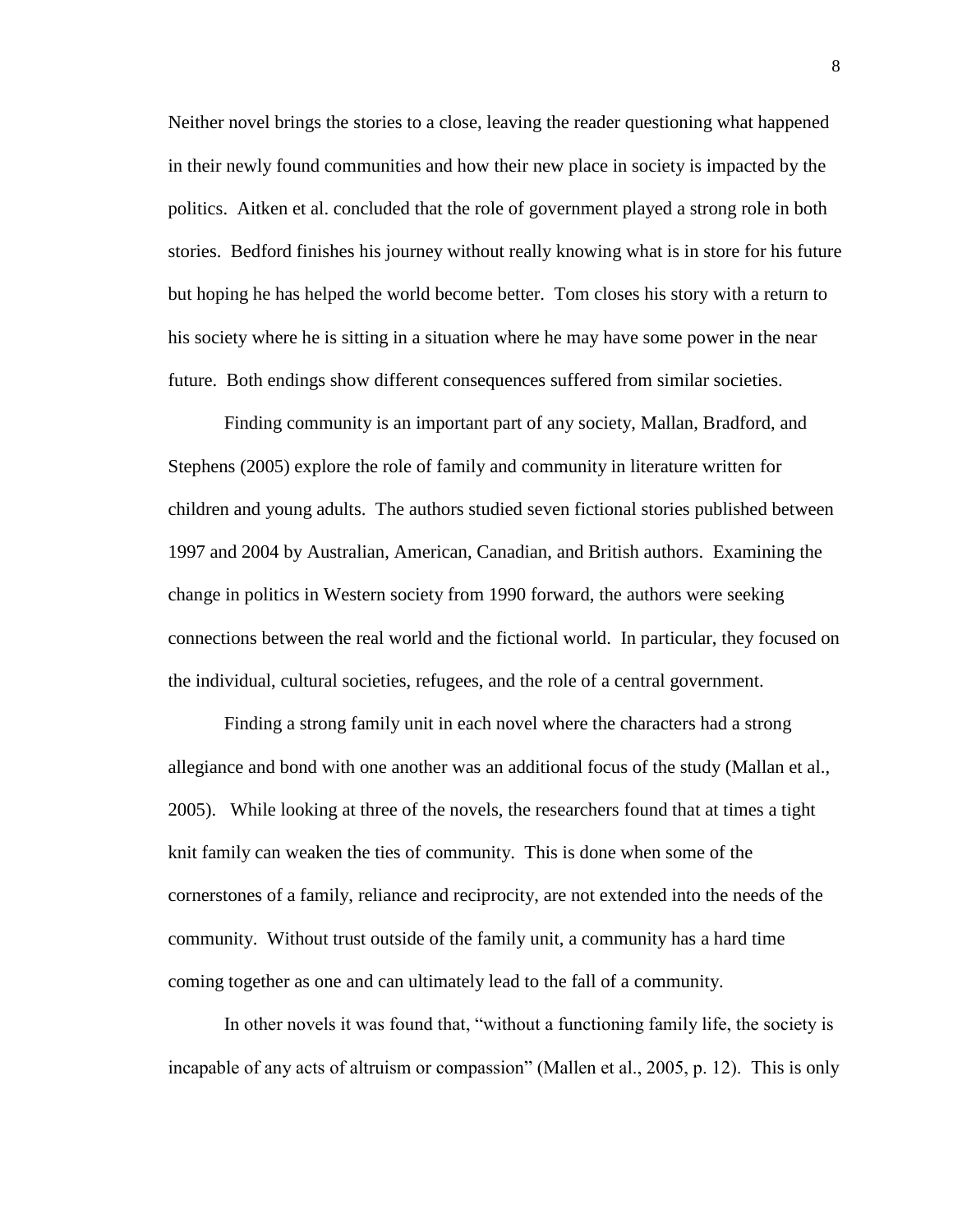Neither novel brings the stories to a close, leaving the reader questioning what happened in their newly found communities and how their new place in society is impacted by the politics. Aitken et al. concluded that the role of government played a strong role in both stories. Bedford finishes his journey without really knowing what is in store for his future but hoping he has helped the world become better. Tom closes his story with a return to his society where he is sitting in a situation where he may have some power in the near future. Both endings show different consequences suffered from similar societies.

Finding community is an important part of any society, Mallan, Bradford, and Stephens (2005) explore the role of family and community in literature written for children and young adults. The authors studied seven fictional stories published between 1997 and 2004 by Australian, American, Canadian, and British authors. Examining the change in politics in Western society from 1990 forward, the authors were seeking connections between the real world and the fictional world. In particular, they focused on the individual, cultural societies, refugees, and the role of a central government.

Finding a strong family unit in each novel where the characters had a strong allegiance and bond with one another was an additional focus of the study (Mallan et al., 2005). While looking at three of the novels, the researchers found that at times a tight knit family can weaken the ties of community. This is done when some of the cornerstones of a family, reliance and reciprocity, are not extended into the needs of the community. Without trust outside of the family unit, a community has a hard time coming together as one and can ultimately lead to the fall of a community.

In other novels it was found that, "without a functioning family life, the society is incapable of any acts of altruism or compassion" (Mallen et al., 2005, p. 12). This is only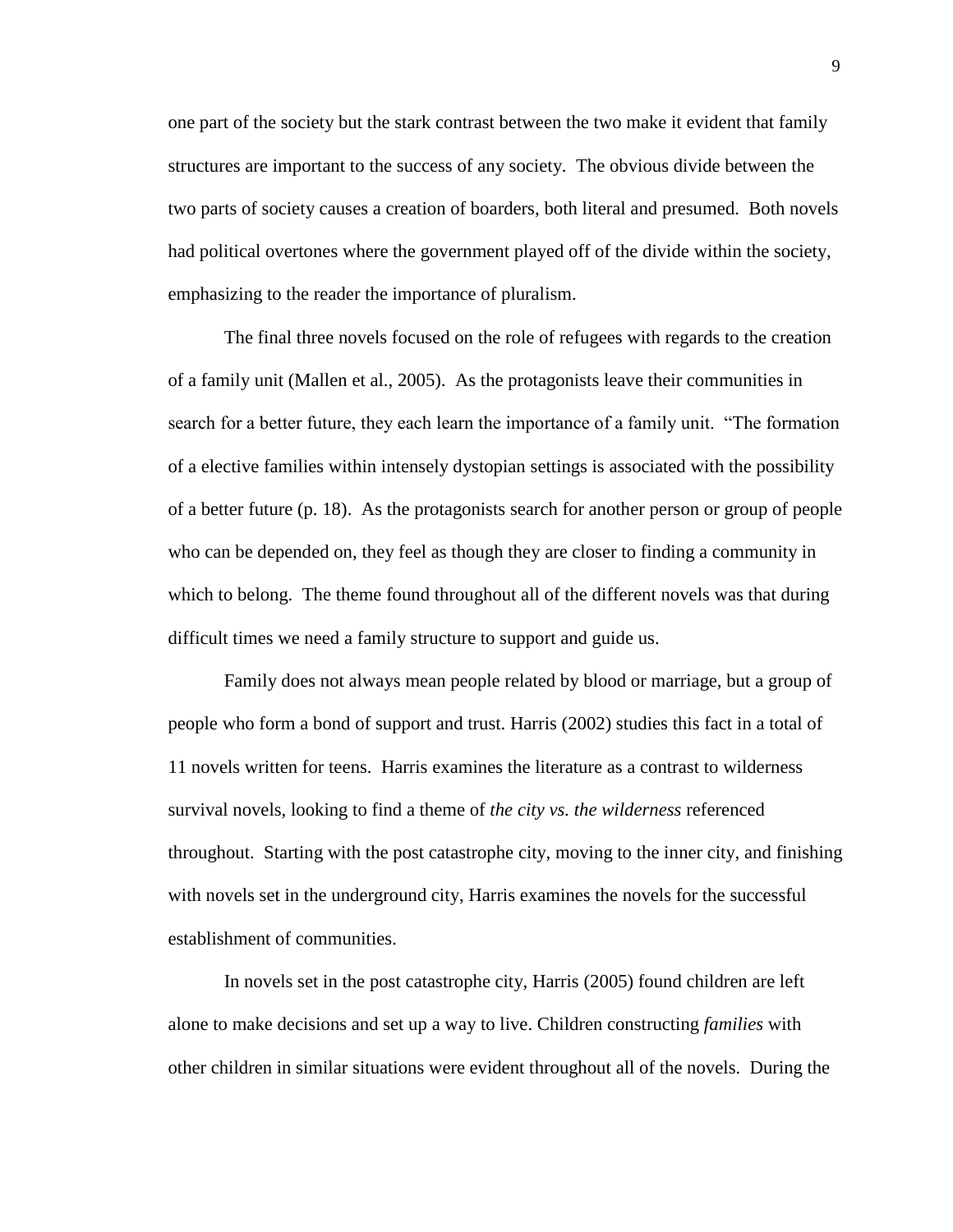one part of the society but the stark contrast between the two make it evident that family structures are important to the success of any society. The obvious divide between the two parts of society causes a creation of boarders, both literal and presumed. Both novels had political overtones where the government played off of the divide within the society, emphasizing to the reader the importance of pluralism.

The final three novels focused on the role of refugees with regards to the creation of a family unit (Mallen et al., 2005). As the protagonists leave their communities in search for a better future, they each learn the importance of a family unit. "The formation of a elective families within intensely dystopian settings is associated with the possibility of a better future (p. 18). As the protagonists search for another person or group of people who can be depended on, they feel as though they are closer to finding a community in which to belong. The theme found throughout all of the different novels was that during difficult times we need a family structure to support and guide us.

Family does not always mean people related by blood or marriage, but a group of people who form a bond of support and trust. Harris (2002) studies this fact in a total of 11 novels written for teens. Harris examines the literature as a contrast to wilderness survival novels, looking to find a theme of *the city vs. the wilderness* referenced throughout. Starting with the post catastrophe city, moving to the inner city, and finishing with novels set in the underground city, Harris examines the novels for the successful establishment of communities.

In novels set in the post catastrophe city, Harris (2005) found children are left alone to make decisions and set up a way to live. Children constructing *families* with other children in similar situations were evident throughout all of the novels. During the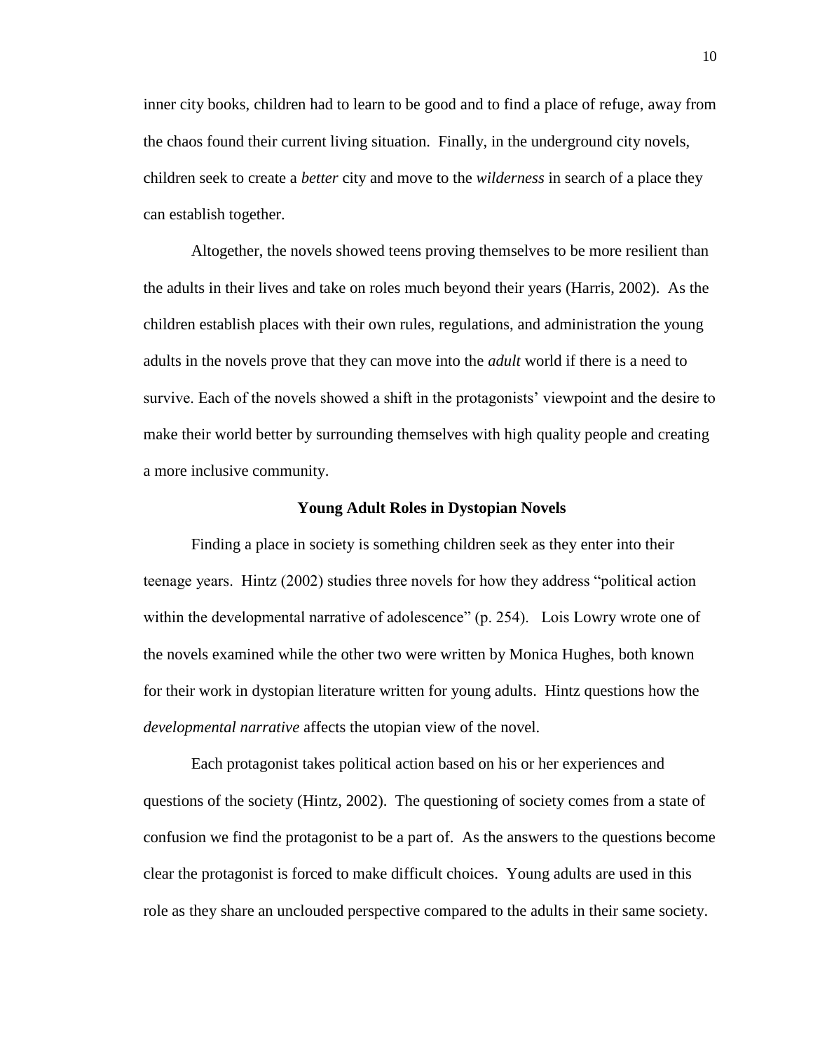inner city books, children had to learn to be good and to find a place of refuge, away from the chaos found their current living situation. Finally, in the underground city novels, children seek to create a *better* city and move to the *wilderness* in search of a place they can establish together.

Altogether, the novels showed teens proving themselves to be more resilient than the adults in their lives and take on roles much beyond their years (Harris, 2002). As the children establish places with their own rules, regulations, and administration the young adults in the novels prove that they can move into the *adult* world if there is a need to survive. Each of the novels showed a shift in the protagonists' viewpoint and the desire to make their world better by surrounding themselves with high quality people and creating a more inclusive community.

## Young Adult Roles in Dystopian Novels

Finding a place in society is something children seek as they enter into their teenage years. Hintz (2002) studies three novels for how they address "political action within the developmental narrative of adolescence" (p. 254). Lois Lowry wrote one of the novels examined while the other two were written by Monica Hughes, both known for their work in dystopian literature written for young adults. Hintz questions how the *developmental narrative* affects the utopian view of the novel.

Each protagonist takes political action based on his or her experiences and questions of the society (Hintz, 2002). The questioning of society comes from a state of confusion we find the protagonist to be a part of. As the answers to the questions become clear the protagonist is forced to make difficult choices. Young adults are used in this role as they share an unclouded perspective compared to the adults in their same society.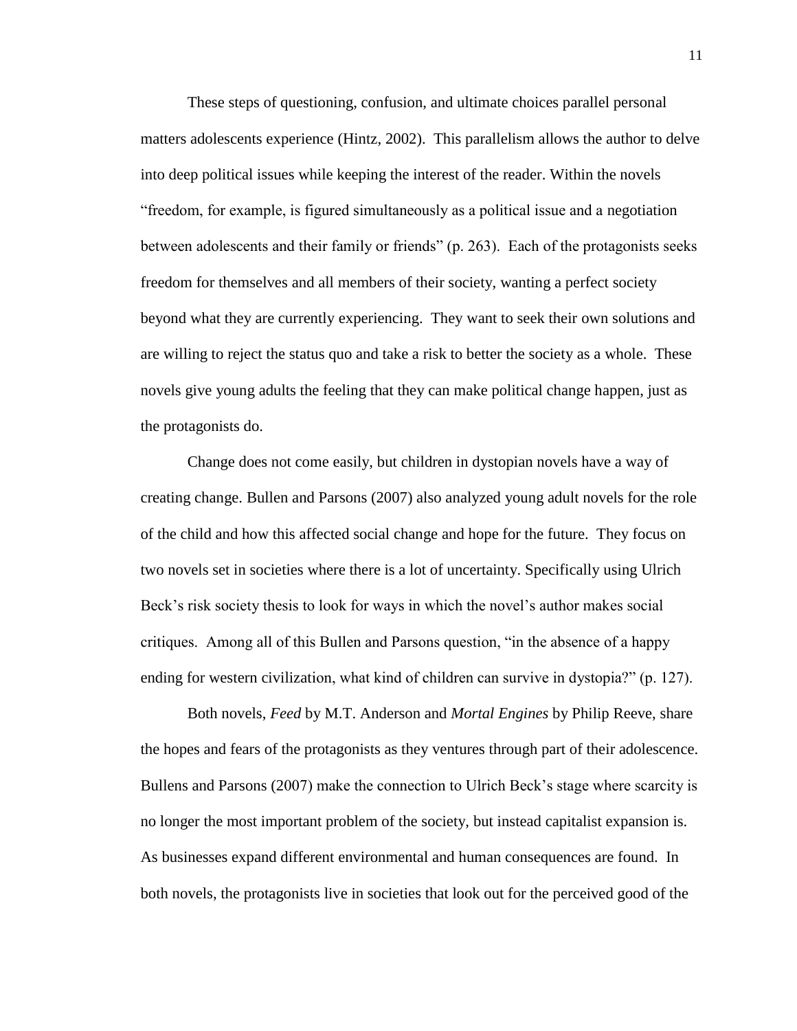These steps of questioning, confusion, and ultimate choices parallel personal matters adolescents experience (Hintz, 2002). This parallelism allows the author to delve into deep political issues while keeping the interest of the reader. Within the novels "freedom, for example, is figured simultaneously as a political issue and a negotiation between adolescents and their family or friends" (p. 263). Each of the protagonists seeks freedom for themselves and all members of their society, wanting a perfect society beyond what they are currently experiencing. They want to seek their own solutions and are willing to reject the status quo and take a risk to better the society as a whole. These novels give young adults the feeling that they can make political change happen, just as the protagonists do.

Change does not come easily, but children in dystopian novels have a way of creating change. Bullen and Parsons (2007) also analyzed young adult novels for the role of the child and how this affected social change and hope for the future. They focus on two novels set in societies where there is a lot of uncertainty. Specifically using Ulrich Beck's risk society thesis to look for ways in which the novel's author makes social critiques. Among all of this Bullen and Parsons question, "in the absence of a happy ending for western civilization, what kind of children can survive in dystopia?" (p. 127).

Both novels, *Feed* by M.T. Anderson and *Mortal Engines* by Philip Reeve, share the hopes and fears of the protagonists as they ventures through part of their adolescence. Bullens and Parsons (2007) make the connection to Ulrich Beck's stage where scarcity is no longer the most important problem of the society, but instead capitalist expansion is. As businesses expand different environmental and human consequences are found. In both novels, the protagonists live in societies that look out for the perceived good of the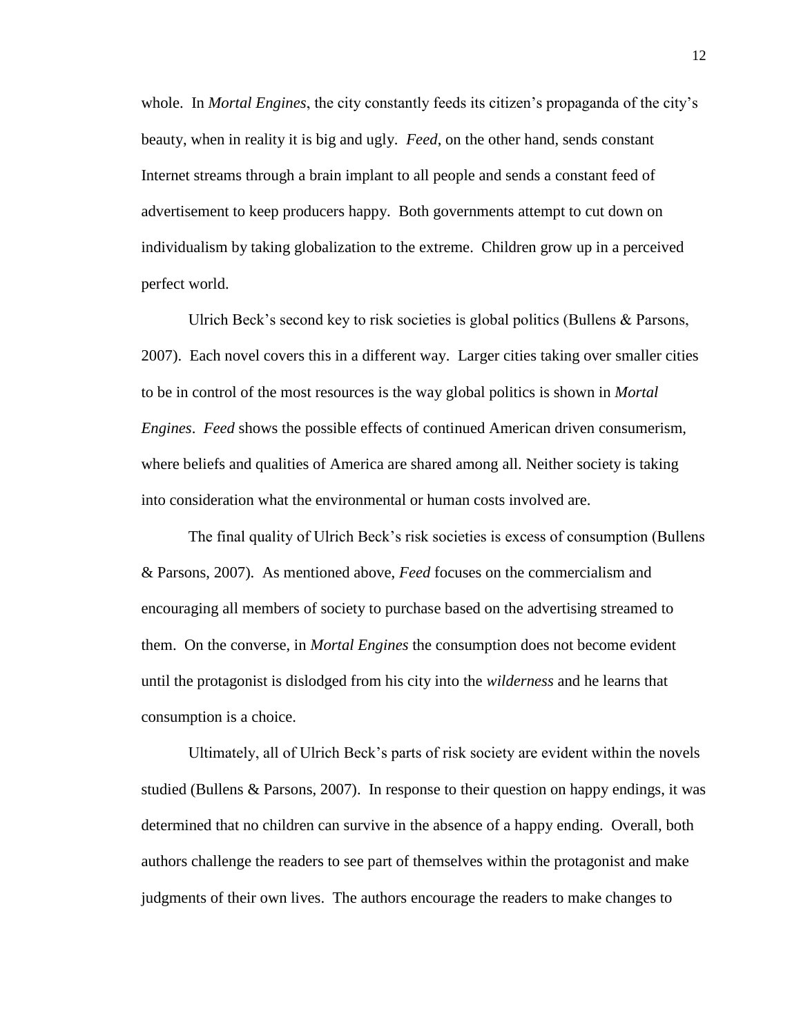whole. In *Mortal Engines*, the city constantly feeds its citizen's propaganda of the city's beauty, when in reality it is big and ugly. *Feed*, on the other hand, sends constant Internet streams through a brain implant to all people and sends a constant feed of advertisement to keep producers happy. Both governments attempt to cut down on individualism by taking globalization to the extreme. Children grow up in a perceived perfect world.

Ulrich Beck's second key to risk societies is global politics (Bullens & Parsons, 2007). Each novel covers this in a different way. Larger cities taking over smaller cities to be in control of the most resources is the way global politics is shown in *Mortal Engines*. *Feed* shows the possible effects of continued American driven consumerism, where beliefs and qualities of America are shared among all. Neither society is taking into consideration what the environmental or human costs involved are.

The final quality of Ulrich Beck's risk societies is excess of consumption (Bullens & Parsons, 2007). As mentioned above, *Feed* focuses on the commercialism and encouraging all members of society to purchase based on the advertising streamed to them. On the converse, in *Mortal Engines* the consumption does not become evident until the protagonist is dislodged from his city into the *wilderness* and he learns that consumption is a choice.

Ultimately, all of Ulrich Beck's parts of risk society are evident within the novels studied (Bullens & Parsons, 2007). In response to their question on happy endings, it was determined that no children can survive in the absence of a happy ending. Overall, both authors challenge the readers to see part of themselves within the protagonist and make judgments of their own lives. The authors encourage the readers to make changes to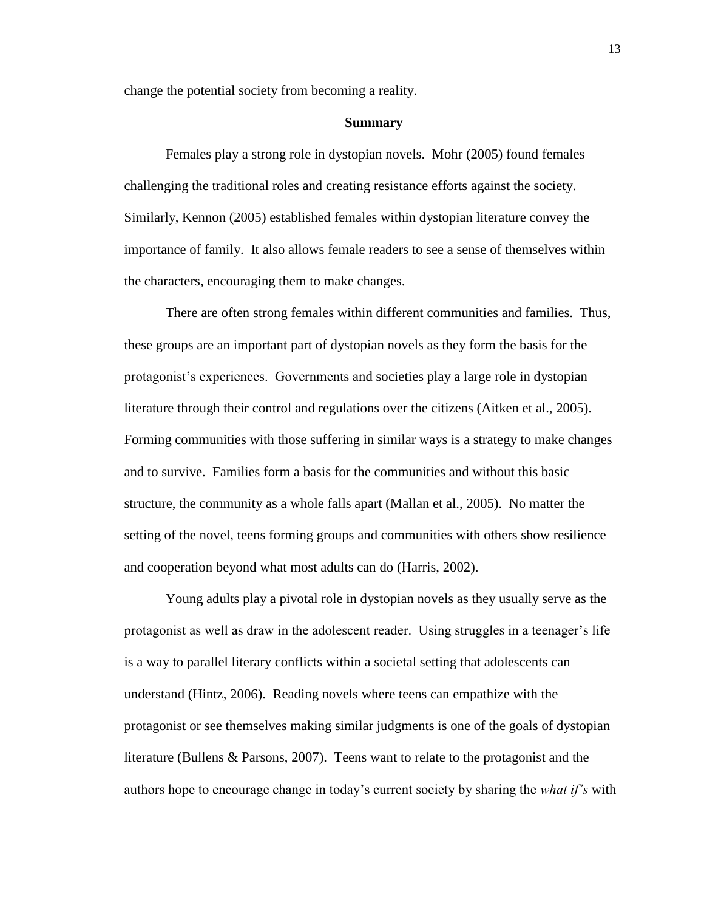change the potential society from becoming a reality.

## Summary

Females play a strong role in dystopian novels. Mohr (2005) found females challenging the traditional roles and creating resistance efforts against the society. Similarly, Kennon (2005) established females within dystopian literature convey the importance of family. It also allows female readers to see a sense of themselves within the characters, encouraging them to make changes.

There are often strong females within different communities and families. Thus, these groups are an important part of dystopian novels as they form the basis for the protagonist's experiences. Governments and societies play a large role in dystopian literature through their control and regulations over the citizens (Aitken et al., 2005). Forming communities with those suffering in similar ways is a strategy to make changes and to survive. Families form a basis for the communities and without this basic structure, the community as a whole falls apart (Mallan et al., 2005). No matter the setting of the novel, teens forming groups and communities with others show resilience and cooperation beyond what most adults can do (Harris, 2002).

Young adults play a pivotal role in dystopian novels as they usually serve as the protagonist as well as draw in the adolescent reader. Using struggles in a teenager's life is a way to parallel literary conflicts within a societal setting that adolescents can understand (Hintz, 2006). Reading novels where teens can empathize with the protagonist or see themselves making similar judgments is one of the goals of dystopian literature (Bullens & Parsons, 2007). Teens want to relate to the protagonist and the authors hope to encourage change in today's current society by sharing the *what if's* with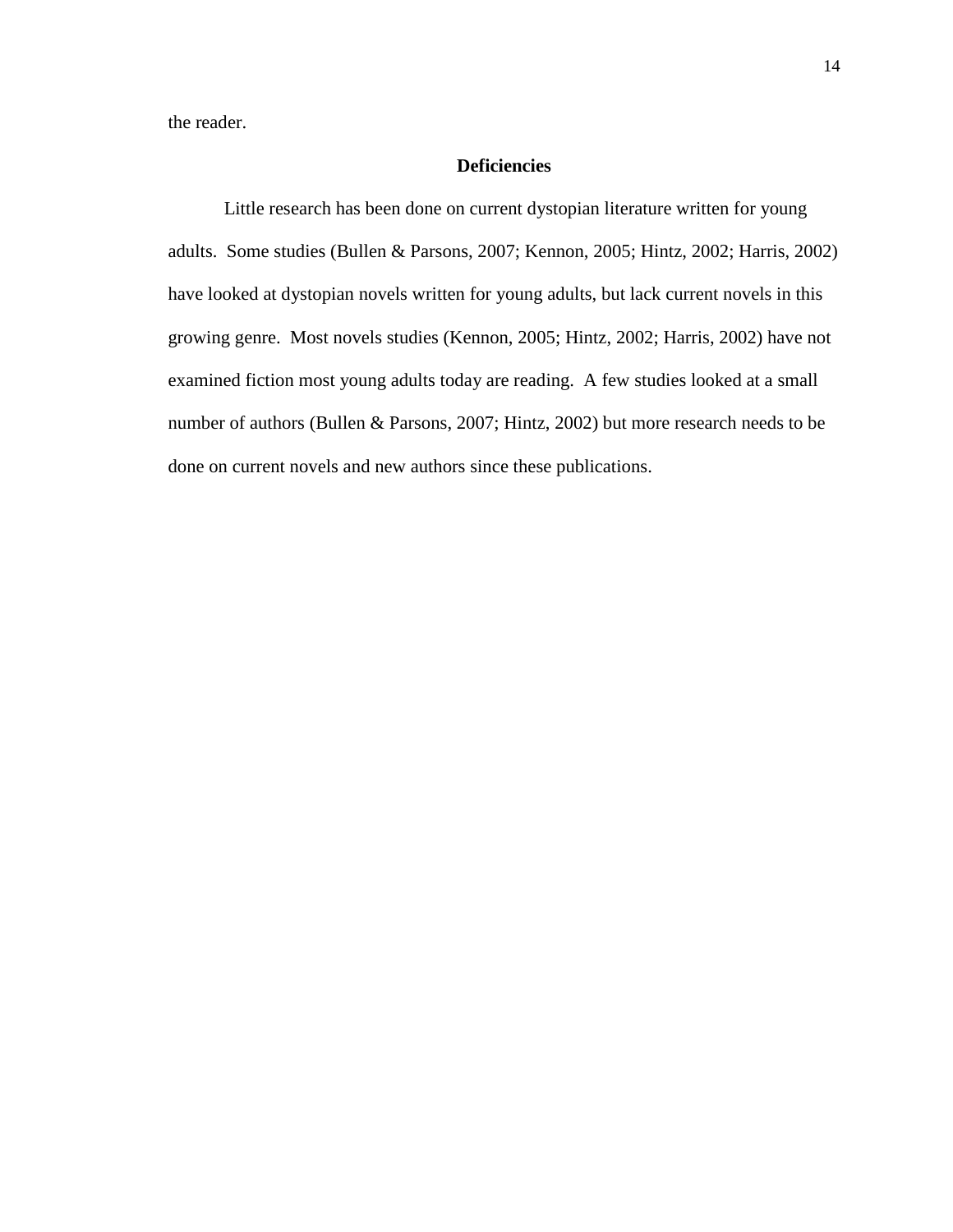the reader.

## Deficiencies

Little research has been done on current dystopian literature written for young adults. Some studies (Bullen & Parsons, 2007; Kennon, 2005; Hintz, 2002; Harris, 2002) have looked at dystopian novels written for young adults, but lack current novels in this growing genre. Most novels studies (Kennon, 2005; Hintz, 2002; Harris, 2002) have not examined fiction most young adults today are reading. A few studies looked at a small number of authors (Bullen & Parsons, 2007; Hintz, 2002) but more research needs to be done on current novels and new authors since these publications.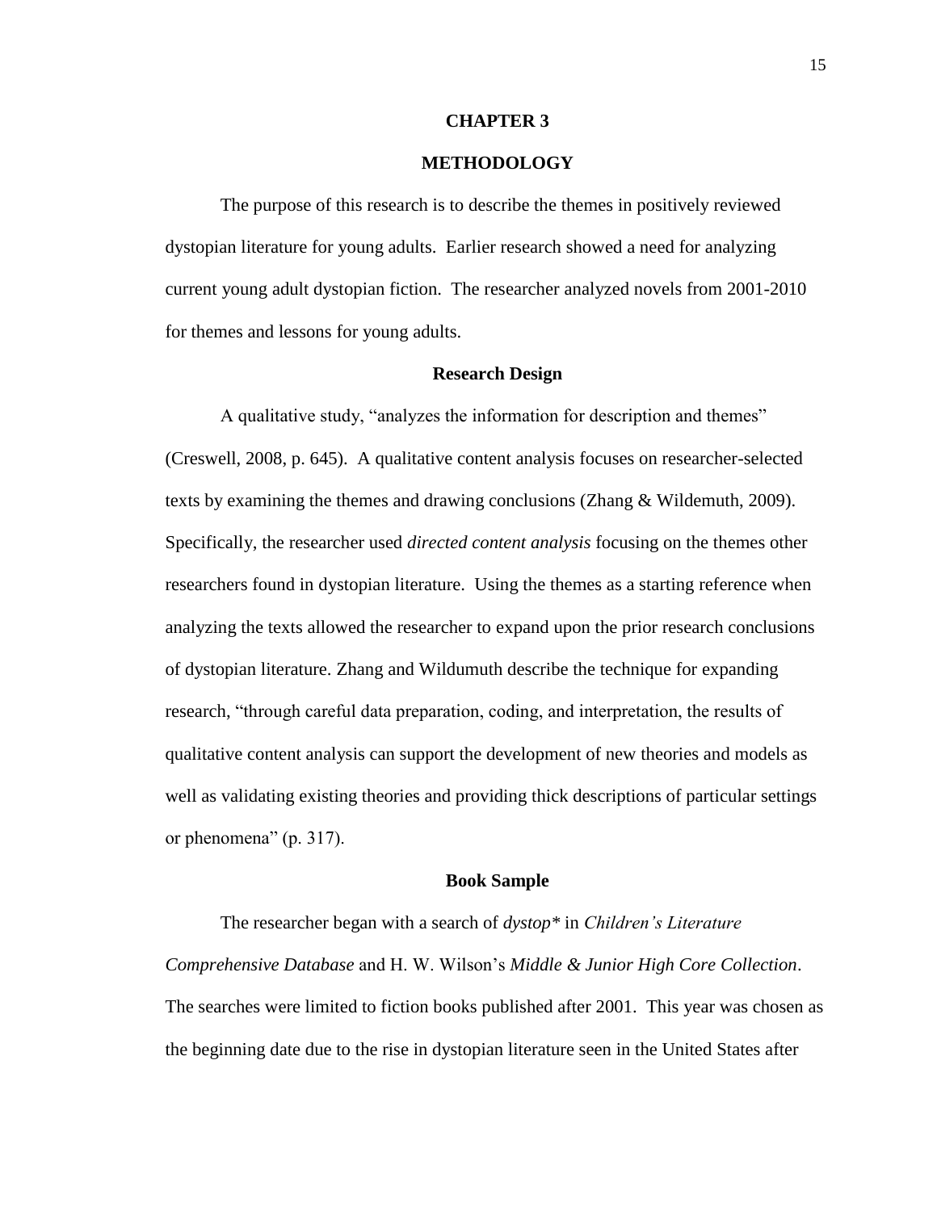# CHAPTER 3

# METHODOLOGY

The purpose of this research is to describe the themes in positively reviewed dystopian literature for young adults. Earlier research showed a need for analyzing current young adult dystopian fiction. The researcher analyzed novels from 2001-2010 for themes and lessons for young adults.

## Research Design

A qualitative study, "analyzes the information for description and themes" (Creswell, 2008, p. 645). A qualitative content analysis focuses on researcher-selected texts by examining the themes and drawing conclusions (Zhang & Wildemuth, 2009). Specifically, the researcher used *directed content analysis* focusing on the themes other researchers found in dystopian literature. Using the themes as a starting reference when analyzing the texts allowed the researcher to expand upon the prior research conclusions of dystopian literature. Zhang and Wildumuth describe the technique for expanding research, "through careful data preparation, coding, and interpretation, the results of qualitative content analysis can support the development of new theories and models as well as validating existing theories and providing thick descriptions of particular settings or phenomena" (p. 317).

## Book Sample

The researcher began with a search of *dystop** in *Children's Literature Comprehensive Database* and H. W. Wilson's *Middle & Junior High Core Collection*. The searches were limited to fiction books published after 2001. This year was chosen as the beginning date due to the rise in dystopian literature seen in the United States after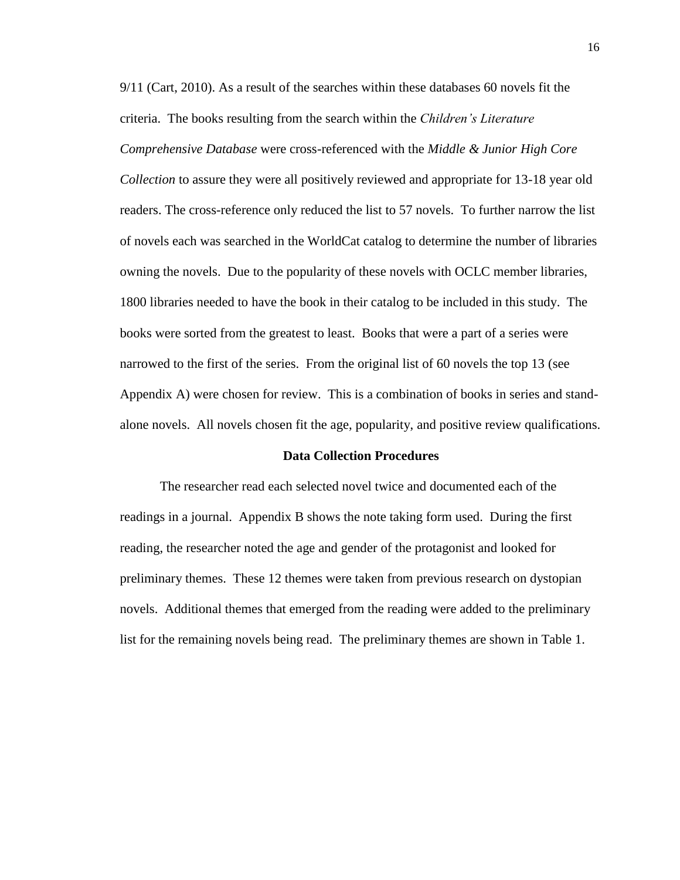9/11 (Cart, 2010). As a result of the searches within these databases 60 novels fit the criteria. The books resulting from the search within the *Children's Literature Comprehensive Database* were cross-referenced with the *Middle & Junior High Core Collection* to assure they were all positively reviewed and appropriate for 13-18 year old readers. The cross-reference only reduced the list to 57 novels. To further narrow the list of novels each was searched in the WorldCat catalog to determine the number of libraries owning the novels. Due to the popularity of these novels with OCLC member libraries, 1800 libraries needed to have the book in their catalog to be included in this study. The books were sorted from the greatest to least. Books that were a part of a series were narrowed to the first of the series. From the original list of 60 novels the top 13 (see Appendix A) were chosen for review. This is a combination of books in series and stand-alone novels. All novels chosen fit the age, popularity, and positive review qualifications.

## Data Collection Procedures

The researcher read each selected novel twice and documented each of the readings in a journal. Appendix B shows the note taking form used. During the first reading, the researcher noted the age and gender of the protagonist and looked for preliminary themes. These 12 themes were taken from previous research on dystopian novels. Additional themes that emerged from the reading were added to the preliminary list for the remaining novels being read. The preliminary themes are shown in Table 1.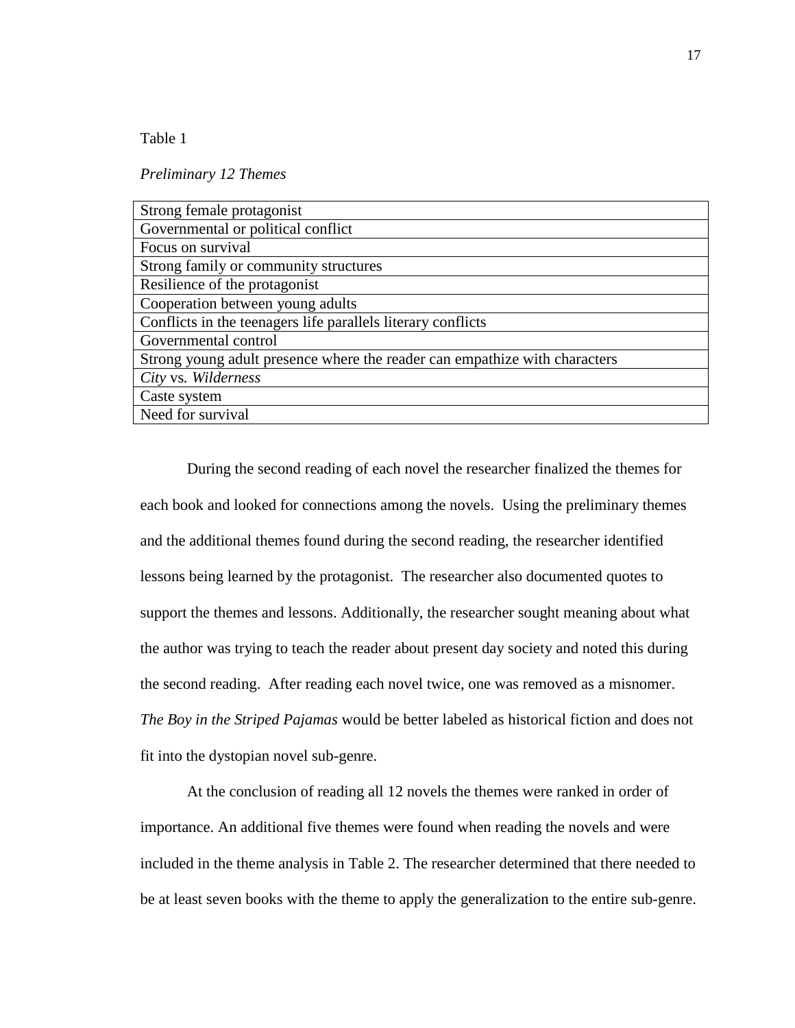Table 1

*Preliminary 12 Themes*

| Strong female protagonist |
|---|
| Governmental or political conflict |
| Focus on survival |
| Strong family or community structures |
| Resilience of the protagonist |
| Cooperation between young adults |
| Conflicts in the teenagers life parallels literary conflicts |
| Governmental control |
| Strong young adult presence where the reader can empathize with characters |
| *City* vs. *Wilderness* |
| Caste system |
| Need for survival |

During the second reading of each novel the researcher finalized the themes for each book and looked for connections among the novels. Using the preliminary themes and the additional themes found during the second reading, the researcher identified lessons being learned by the protagonist. The researcher also documented quotes to support the themes and lessons. Additionally, the researcher sought meaning about what the author was trying to teach the reader about present day society and noted this during the second reading. After reading each novel twice, one was removed as a misnomer. *The Boy in the Striped Pajamas* would be better labeled as historical fiction and does not fit into the dystopian novel sub-genre.

At the conclusion of reading all 12 novels the themes were ranked in order of importance. An additional five themes were found when reading the novels and were included in the theme analysis in Table 2. The researcher determined that there needed to be at least seven books with the theme to apply the generalization to the entire sub-genre.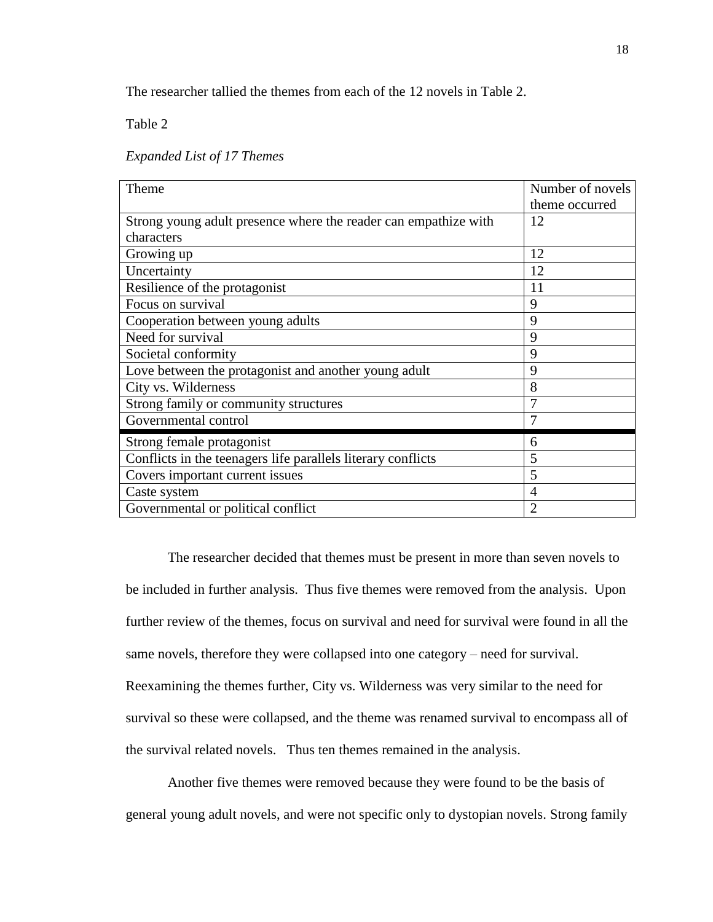The researcher tallied the themes from each of the 12 novels in Table 2.

Table 2

*Expanded List of 17 Themes*

| Theme | Number of novels theme occurred |
|---|---|
| Strong young adult presence where the reader can empathize with characters | 12 |
| Growing up | 12 |
| Uncertainty | 12 |
| Resilience of the protagonist | 11 |
| Focus on survival | 9 |
| Cooperation between young adults | 9 |
| Need for survival | 9 |
| Societal conformity | 9 |
| Love between the protagonist and another young adult | 9 |
| City vs. Wilderness | 8 |
| Strong family or community structures | 7 |
| Governmental control | 7 |
| Strong female protagonist | 6 |
| Conflicts in the teenagers life parallels literary conflicts | 5 |
| Covers important current issues | 5 |
| Caste system | 4 |
| Governmental or political conflict | 2 |

The researcher decided that themes must be present in more than seven novels to be included in further analysis. Thus five themes were removed from the analysis. Upon further review of the themes, focus on survival and need for survival were found in all the same novels, therefore they were collapsed into one category – need for survival. Reexamining the themes further, City vs. Wilderness was very similar to the need for survival so these were collapsed, and the theme was renamed survival to encompass all of the survival related novels. Thus ten themes remained in the analysis.

Another five themes were removed because they were found to be the basis of general young adult novels, and were not specific only to dystopian novels. Strong family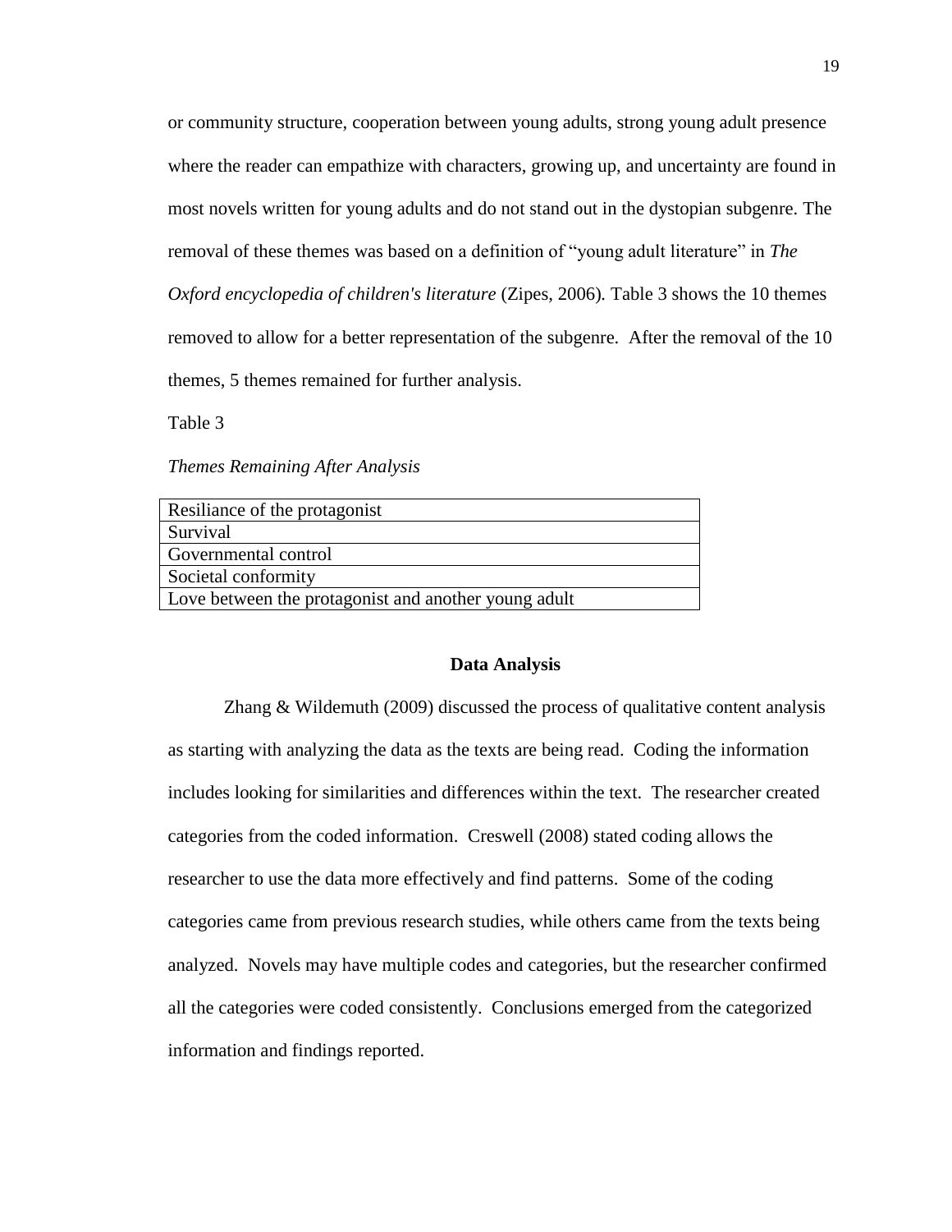or community structure, cooperation between young adults, strong young adult presence where the reader can empathize with characters, growing up, and uncertainty are found in most novels written for young adults and do not stand out in the dystopian subgenre. The removal of these themes was based on a definition of "young adult literature" in *The Oxford encyclopedia of children's literature* (Zipes, 2006)*.* Table 3 shows the 10 themes removed to allow for a better representation of the subgenre. After the removal of the 10 themes, 5 themes remained for further analysis.

Table 3

*Themes Remaining After Analysis*

| Themes |
|---|
| Resiliance of the protagonist |
| Survival |
| Governmental control |
| Societal conformity |
| Love between the protagonist and another young adult |

## Data Analysis

Zhang & Wildemuth (2009) discussed the process of qualitative content analysis as starting with analyzing the data as the texts are being read. Coding the information includes looking for similarities and differences within the text. The researcher created categories from the coded information. Creswell (2008) stated coding allows the researcher to use the data more effectively and find patterns. Some of the coding categories came from previous research studies, while others came from the texts being analyzed. Novels may have multiple codes and categories, but the researcher confirmed all the categories were coded consistently. Conclusions emerged from the categorized information and findings reported.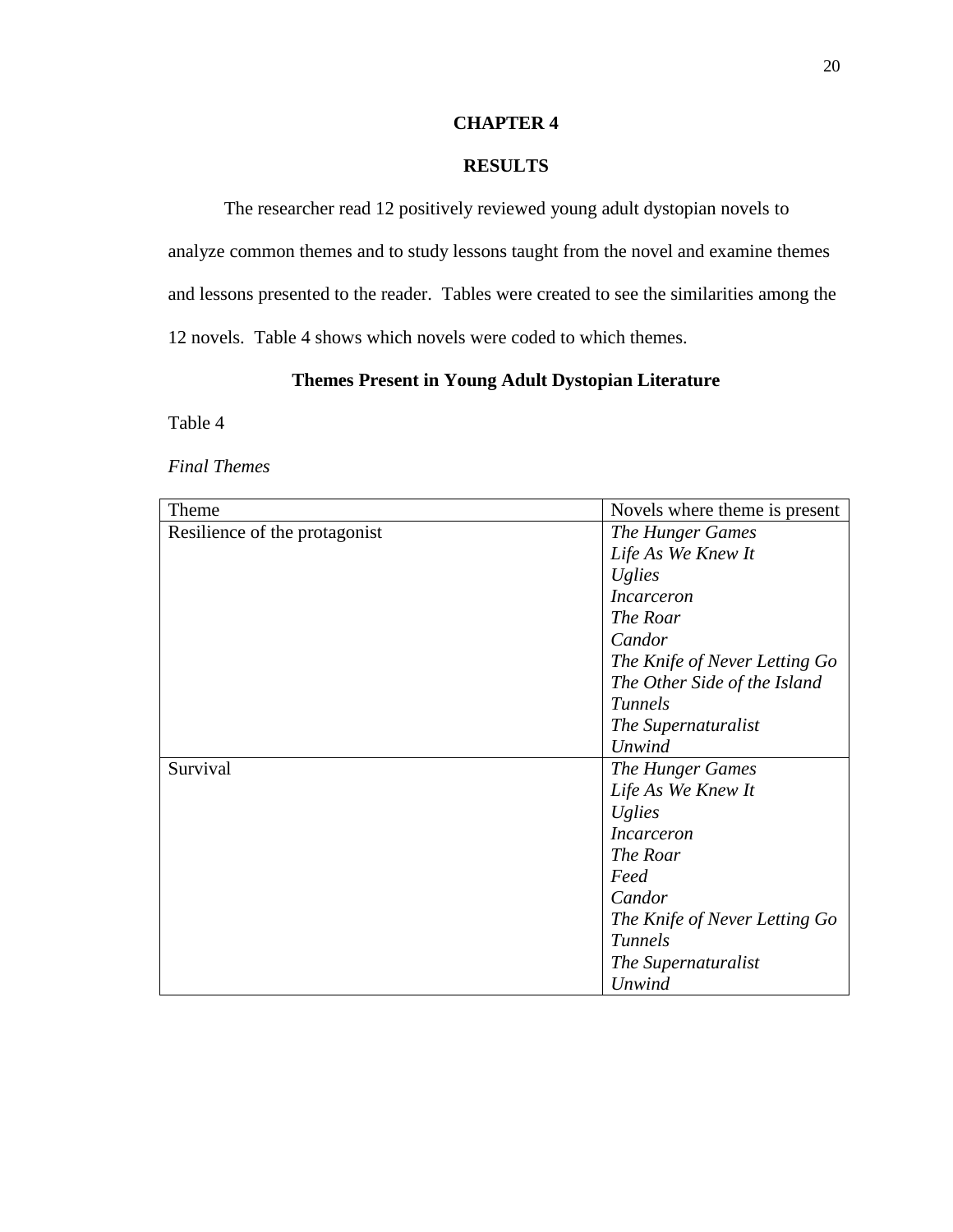# CHAPTER 4

## RESULTS

The researcher read 12 positively reviewed young adult dystopian novels to analyze common themes and to study lessons taught from the novel and examine themes and lessons presented to the reader. Tables were created to see the similarities among the 12 novels. Table 4 shows which novels were coded to which themes.

### Themes Present in Young Adult Dystopian Literature

Table 4

*Final Themes*

| Theme | Novels where theme is present |
| --- | --- |
| Resilience of the protagonist | *The Hunger Games*<br>*Life As We Knew It*<br>*Uglies*<br>*Incarceron*<br>*The Roar*<br>*Candor*<br>*The Knife of Never Letting Go*<br>*The Other Side of the Island*<br>*Tunnels*<br>*The Supernaturalist*<br>*Unwind* |
| Survival | *The Hunger Games*<br>*Life As We Knew It*<br>*Uglies*<br>*Incarceron*<br>*The Roar*<br>*Feed*<br>*Candor*<br>*The Knife of Never Letting Go*<br>*Tunnels*<br>*The Supernaturalist*<br>*Unwind* |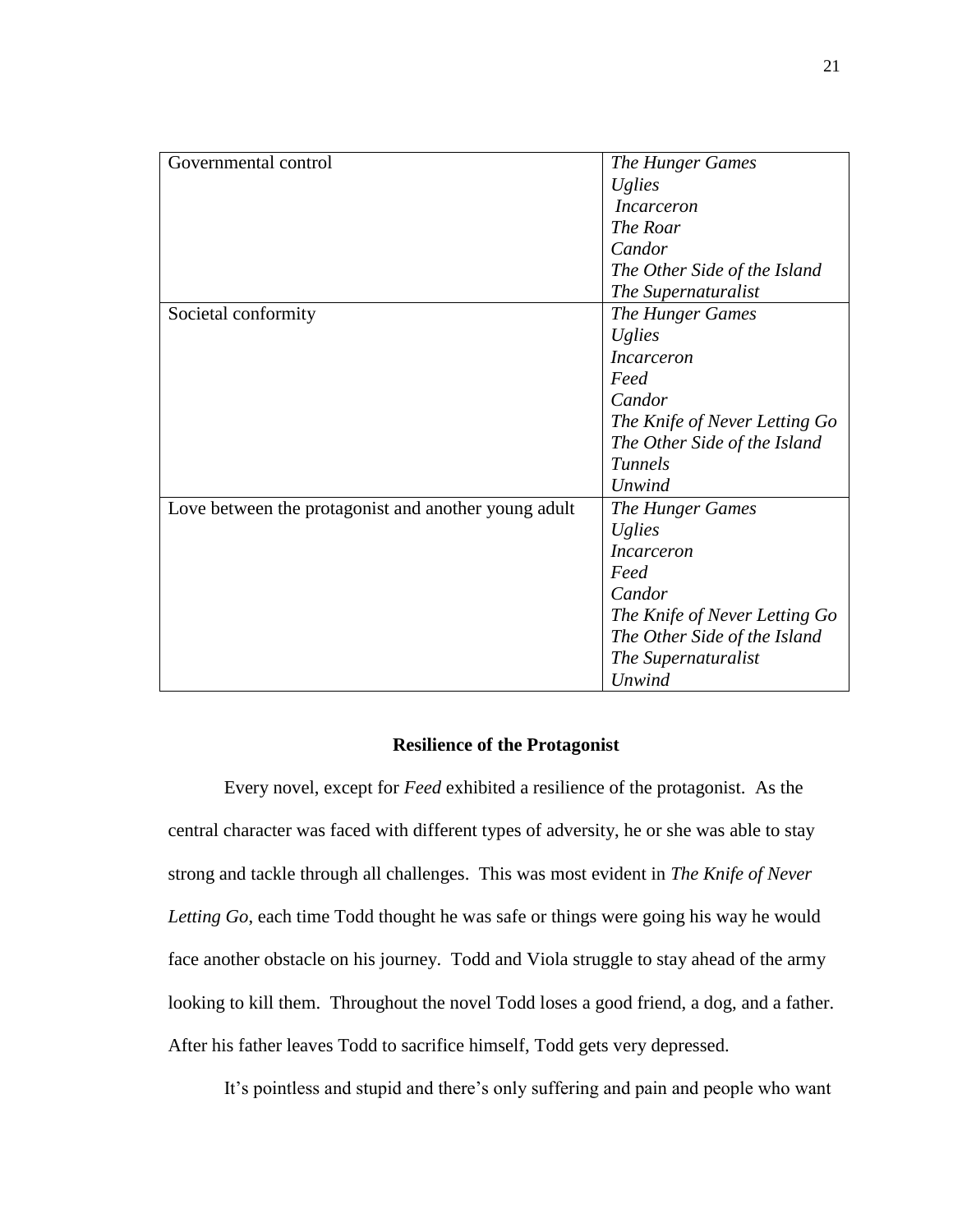| | |
|---|---|
| Governmental control | *The Hunger Games*<br>*Uglies*<br>*Incarceron*<br>*The Roar*<br>*Candor*<br>*The Other Side of the Island*<br>*The Supernaturalist* |
| Societal conformity | *The Hunger Games*<br>*Uglies*<br>*Incarceron*<br>*Feed*<br>*Candor*<br>*The Knife of Never Letting Go*<br>*The Other Side of the Island*<br>*Tunnels*<br>*Unwind* |
| Love between the protagonist and another young adult | *The Hunger Games*<br>*Uglies*<br>*Incarceron*<br>*Feed*<br>*Candor*<br>*The Knife of Never Letting Go*<br>*The Other Side of the Island*<br>*The Supernaturalist*<br>*Unwind* |

**Resilience of the Protagonist**

Every novel, except for *Feed* exhibited a resilience of the protagonist. As the central character was faced with different types of adversity, he or she was able to stay strong and tackle through all challenges. This was most evident in *The Knife of Never Letting Go*, each time Todd thought he was safe or things were going his way he would face another obstacle on his journey. Todd and Viola struggle to stay ahead of the army looking to kill them. Throughout the novel Todd loses a good friend, a dog, and a father. After his father leaves Todd to sacrifice himself, Todd gets very depressed.

It's pointless and stupid and there's only suffering and pain and people who want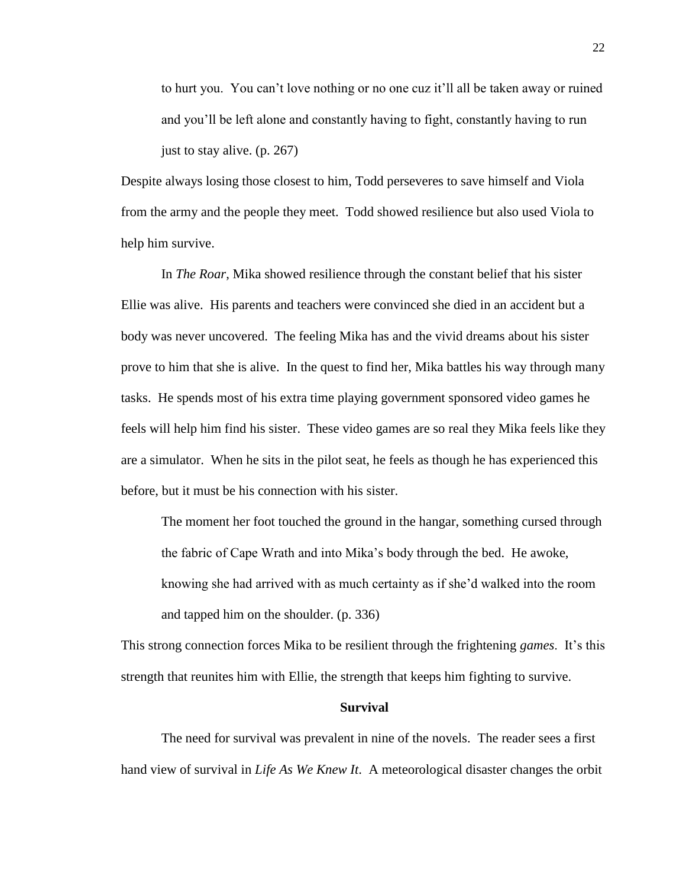> to hurt you. You can't love nothing or no one cuz it'll all be taken away or ruined and you'll be left alone and constantly having to fight, constantly having to run just to stay alive. (p. 267)

Despite always losing those closest to him, Todd perseveres to save himself and Viola from the army and the people they meet. Todd showed resilience but also used Viola to help him survive.

In *The Roar*, Mika showed resilience through the constant belief that his sister Ellie was alive. His parents and teachers were convinced she died in an accident but a body was never uncovered. The feeling Mika has and the vivid dreams about his sister prove to him that she is alive. In the quest to find her, Mika battles his way through many tasks. He spends most of his extra time playing government sponsored video games he feels will help him find his sister. These video games are so real they Mika feels like they are a simulator. When he sits in the pilot seat, he feels as though he has experienced this before, but it must be his connection with his sister.

> The moment her foot touched the ground in the hangar, something cursed through the fabric of Cape Wrath and into Mika's body through the bed. He awoke, knowing she had arrived with as much certainty as if she'd walked into the room and tapped him on the shoulder. (p. 336)

This strong connection forces Mika to be resilient through the frightening *games*. It's this strength that reunites him with Ellie, the strength that keeps him fighting to survive.

## Survival

The need for survival was prevalent in nine of the novels. The reader sees a first hand view of survival in *Life As We Knew It*. A meteorological disaster changes the orbit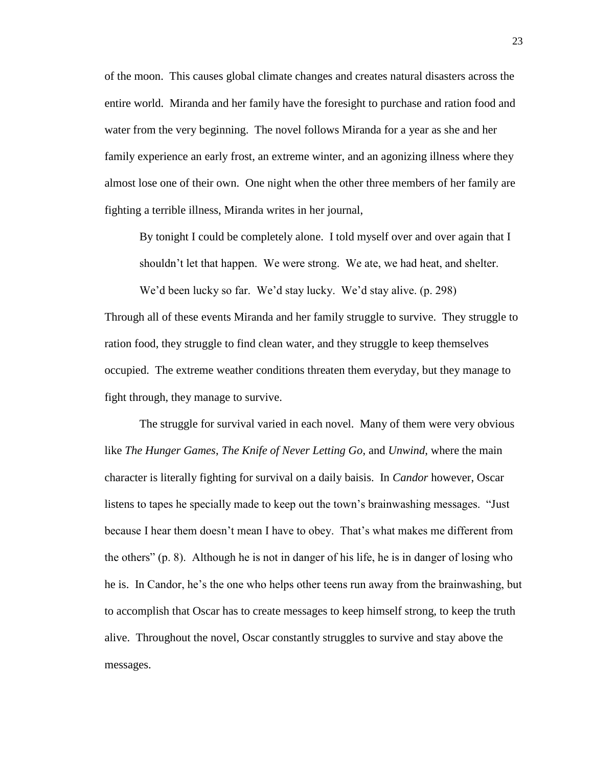of the moon. This causes global climate changes and creates natural disasters across the entire world. Miranda and her family have the foresight to purchase and ration food and water from the very beginning. The novel follows Miranda for a year as she and her family experience an early frost, an extreme winter, and an agonizing illness where they almost lose one of their own. One night when the other three members of her family are fighting a terrible illness, Miranda writes in her journal,

> By tonight I could be completely alone. I told myself over and over again that I shouldn't let that happen. We were strong. We ate, we had heat, and shelter. We'd been lucky so far. We'd stay lucky. We'd stay alive. (p. 298)

Through all of these events Miranda and her family struggle to survive. They struggle to ration food, they struggle to find clean water, and they struggle to keep themselves occupied. The extreme weather conditions threaten them everyday, but they manage to fight through, they manage to survive.

The struggle for survival varied in each novel. Many of them were very obvious like *The Hunger Games*, *The Knife of Never Letting Go*, and *Unwind*, where the main character is literally fighting for survival on a daily baisis. In *Candor* however, Oscar listens to tapes he specially made to keep out the town's brainwashing messages. "Just because I hear them doesn't mean I have to obey. That's what makes me different from the others" (p. 8). Although he is not in danger of his life, he is in danger of losing who he is. In Candor, he's the one who helps other teens run away from the brainwashing, but to accomplish that Oscar has to create messages to keep himself strong, to keep the truth alive. Throughout the novel, Oscar constantly struggles to survive and stay above the messages.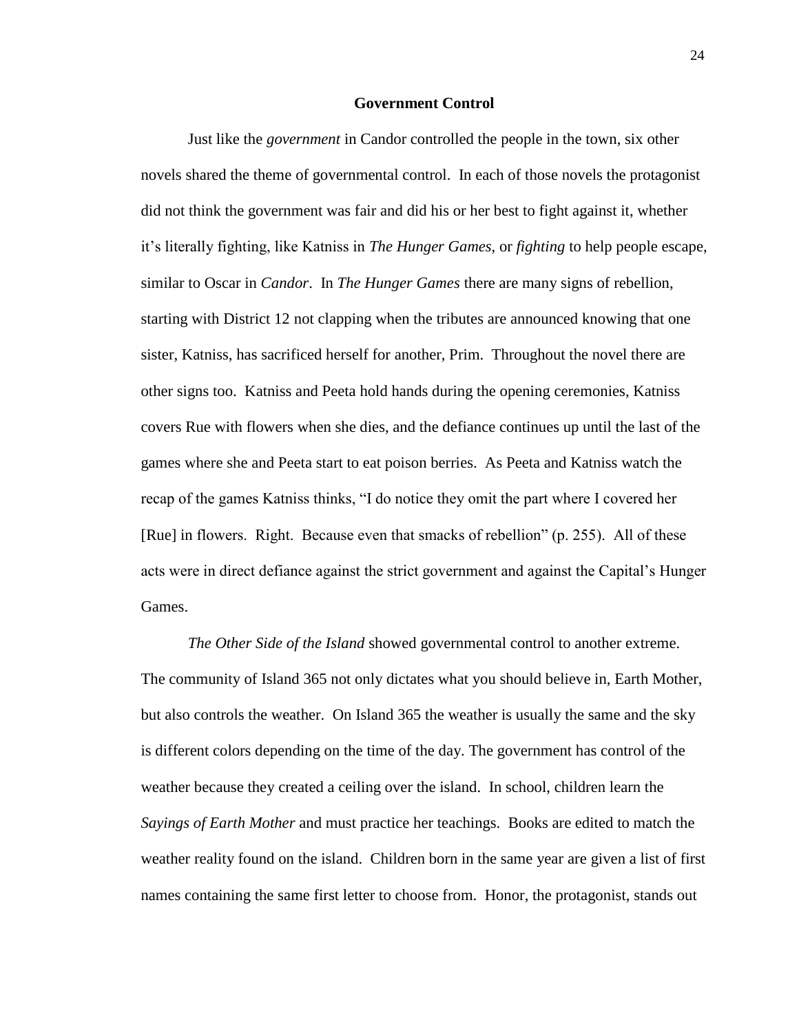## Government Control

Just like the *government* in Candor controlled the people in the town, six other novels shared the theme of governmental control. In each of those novels the protagonist did not think the government was fair and did his or her best to fight against it, whether it's literally fighting, like Katniss in *The Hunger Games,* or *fighting* to help people escape, similar to Oscar in *Candor*. In *The Hunger Games* there are many signs of rebellion, starting with District 12 not clapping when the tributes are announced knowing that one sister, Katniss, has sacrificed herself for another, Prim. Throughout the novel there are other signs too. Katniss and Peeta hold hands during the opening ceremonies, Katniss covers Rue with flowers when she dies, and the defiance continues up until the last of the games where she and Peeta start to eat poison berries. As Peeta and Katniss watch the recap of the games Katniss thinks, "I do notice they omit the part where I covered her [Rue] in flowers. Right. Because even that smacks of rebellion" (p. 255). All of these acts were in direct defiance against the strict government and against the Capital's Hunger Games.

*The Other Side of the Island* showed governmental control to another extreme. The community of Island 365 not only dictates what you should believe in, Earth Mother, but also controls the weather. On Island 365 the weather is usually the same and the sky is different colors depending on the time of the day. The government has control of the weather because they created a ceiling over the island. In school, children learn the *Sayings of Earth Mother* and must practice her teachings. Books are edited to match the weather reality found on the island. Children born in the same year are given a list of first names containing the same first letter to choose from. Honor, the protagonist, stands out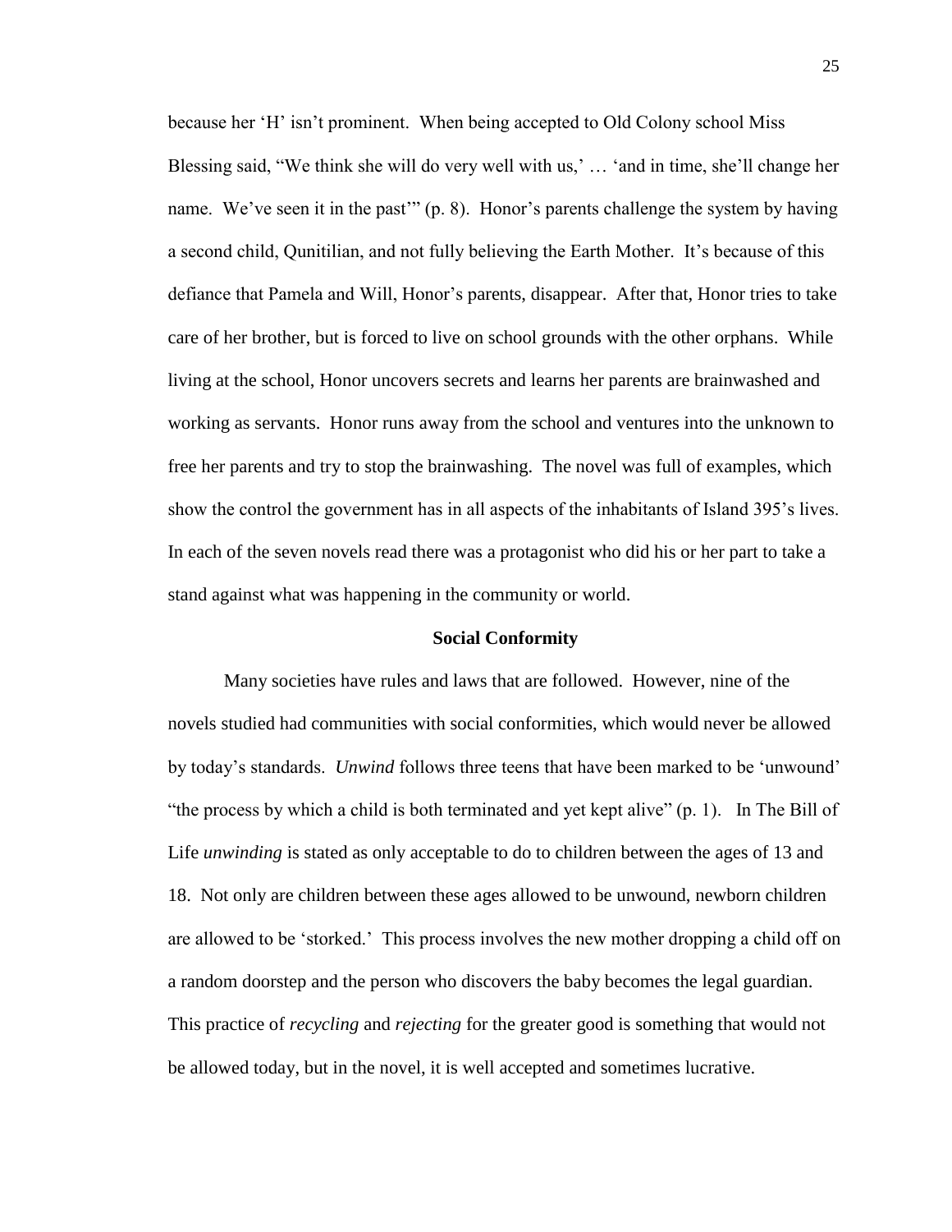because her 'H' isn't prominent. When being accepted to Old Colony school Miss Blessing said, "We think she will do very well with us,' … 'and in time, she'll change her name. We've seen it in the past'" (p. 8). Honor's parents challenge the system by having a second child, Qunitilian, and not fully believing the Earth Mother. It's because of this defiance that Pamela and Will, Honor's parents, disappear. After that, Honor tries to take care of her brother, but is forced to live on school grounds with the other orphans. While living at the school, Honor uncovers secrets and learns her parents are brainwashed and working as servants. Honor runs away from the school and ventures into the unknown to free her parents and try to stop the brainwashing. The novel was full of examples, which show the control the government has in all aspects of the inhabitants of Island 395's lives. In each of the seven novels read there was a protagonist who did his or her part to take a stand against what was happening in the community or world.

**Social Conformity**

Many societies have rules and laws that are followed. However, nine of the novels studied had communities with social conformities, which would never be allowed by today's standards. *Unwind* follows three teens that have been marked to be 'unwound' "the process by which a child is both terminated and yet kept alive" (p. 1). In The Bill of Life *unwinding* is stated as only acceptable to do to children between the ages of 13 and 18. Not only are children between these ages allowed to be unwound, newborn children are allowed to be 'storked.' This process involves the new mother dropping a child off on a random doorstep and the person who discovers the baby becomes the legal guardian. This practice of *recycling* and *rejecting* for the greater good is something that would not be allowed today, but in the novel, it is well accepted and sometimes lucrative.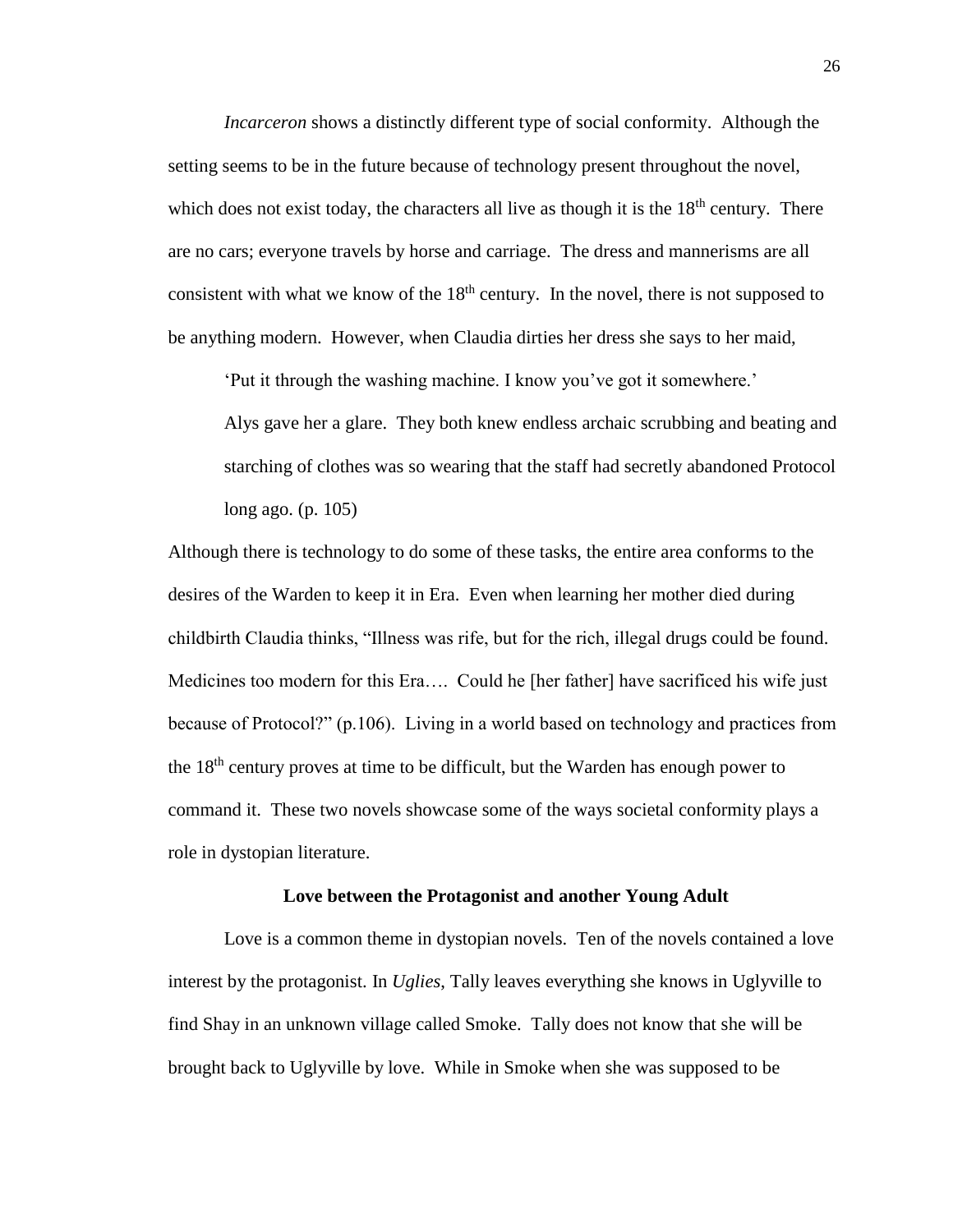*Incarceron* shows a distinctly different type of social conformity. Although the setting seems to be in the future because of technology present throughout the novel, which does not exist today, the characters all live as though it is the 18th century. There are no cars; everyone travels by horse and carriage. The dress and mannerisms are all consistent with what we know of the 18th century. In the novel, there is not supposed to be anything modern. However, when Claudia dirties her dress she says to her maid,

> 'Put it through the washing machine. I know you've got it somewhere.'
>
> Alys gave her a glare. They both knew endless archaic scrubbing and beating and starching of clothes was so wearing that the staff had secretly abandoned Protocol long ago. (p. 105)

Although there is technology to do some of these tasks, the entire area conforms to the desires of the Warden to keep it in Era. Even when learning her mother died during childbirth Claudia thinks, "Illness was rife, but for the rich, illegal drugs could be found. Medicines too modern for this Era…. Could he [her father] have sacrificed his wife just because of Protocol?" (p.106). Living in a world based on technology and practices from the 18th century proves at time to be difficult, but the Warden has enough power to command it. These two novels showcase some of the ways societal conformity plays a role in dystopian literature.

### Love between the Protagonist and another Young Adult

Love is a common theme in dystopian novels. Ten of the novels contained a love interest by the protagonist. In *Uglies*, Tally leaves everything she knows in Uglyville to find Shay in an unknown village called Smoke. Tally does not know that she will be brought back to Uglyville by love. While in Smoke when she was supposed to be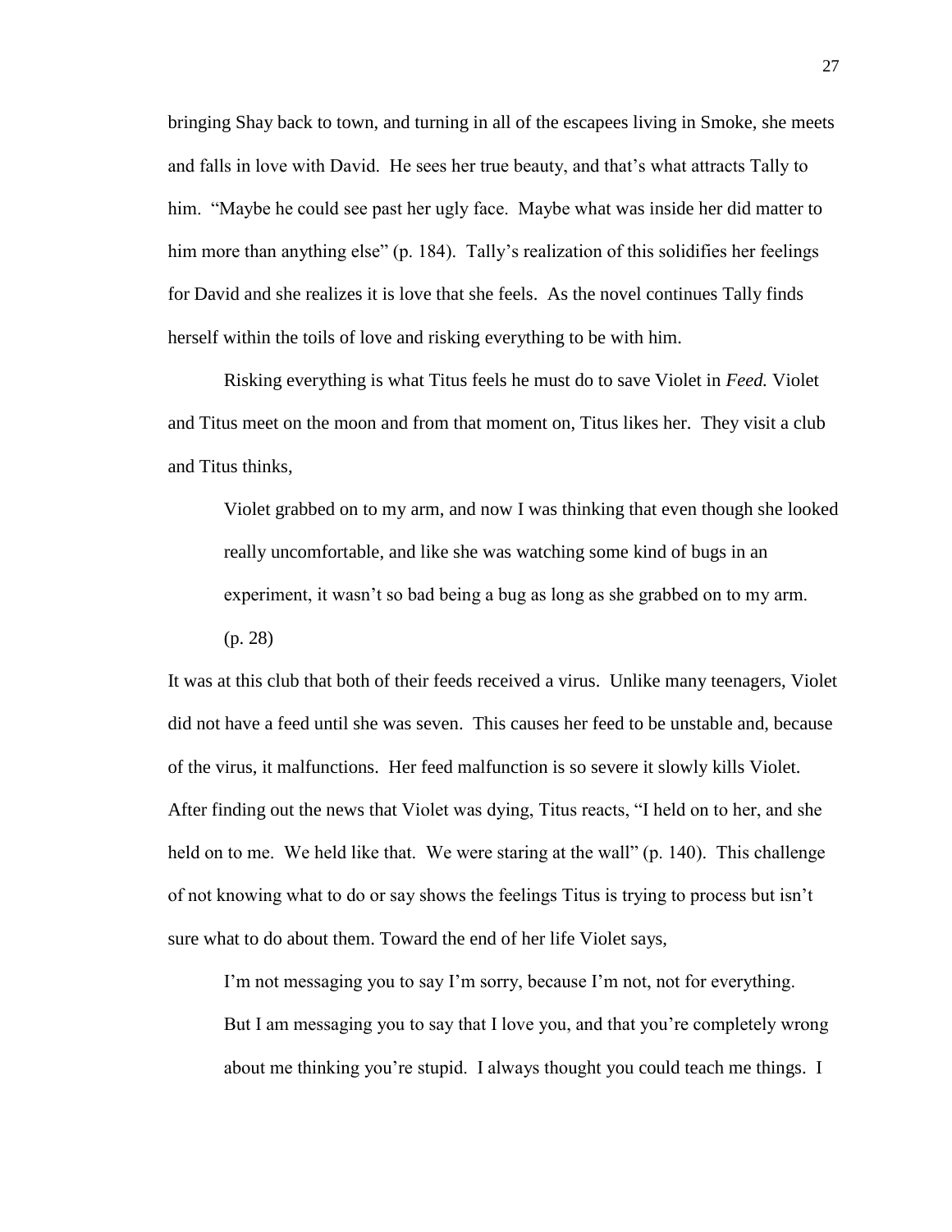bringing Shay back to town, and turning in all of the escapees living in Smoke, she meets and falls in love with David. He sees her true beauty, and that's what attracts Tally to him. "Maybe he could see past her ugly face. Maybe what was inside her did matter to him more than anything else" (p. 184). Tally's realization of this solidifies her feelings for David and she realizes it is love that she feels. As the novel continues Tally finds herself within the toils of love and risking everything to be with him.

Risking everything is what Titus feels he must do to save Violet in *Feed.* Violet and Titus meet on the moon and from that moment on, Titus likes her. They visit a club and Titus thinks,

> Violet grabbed on to my arm, and now I was thinking that even though she looked really uncomfortable, and like she was watching some kind of bugs in an experiment, it wasn't so bad being a bug as long as she grabbed on to my arm. (p. 28)

It was at this club that both of their feeds received a virus. Unlike many teenagers, Violet did not have a feed until she was seven. This causes her feed to be unstable and, because of the virus, it malfunctions. Her feed malfunction is so severe it slowly kills Violet. After finding out the news that Violet was dying, Titus reacts, "I held on to her, and she held on to me. We held like that. We were staring at the wall" (p. 140). This challenge of not knowing what to do or say shows the feelings Titus is trying to process but isn't sure what to do about them. Toward the end of her life Violet says,

> I'm not messaging you to say I'm sorry, because I'm not, not for everything. But I am messaging you to say that I love you, and that you're completely wrong about me thinking you're stupid. I always thought you could teach me things. I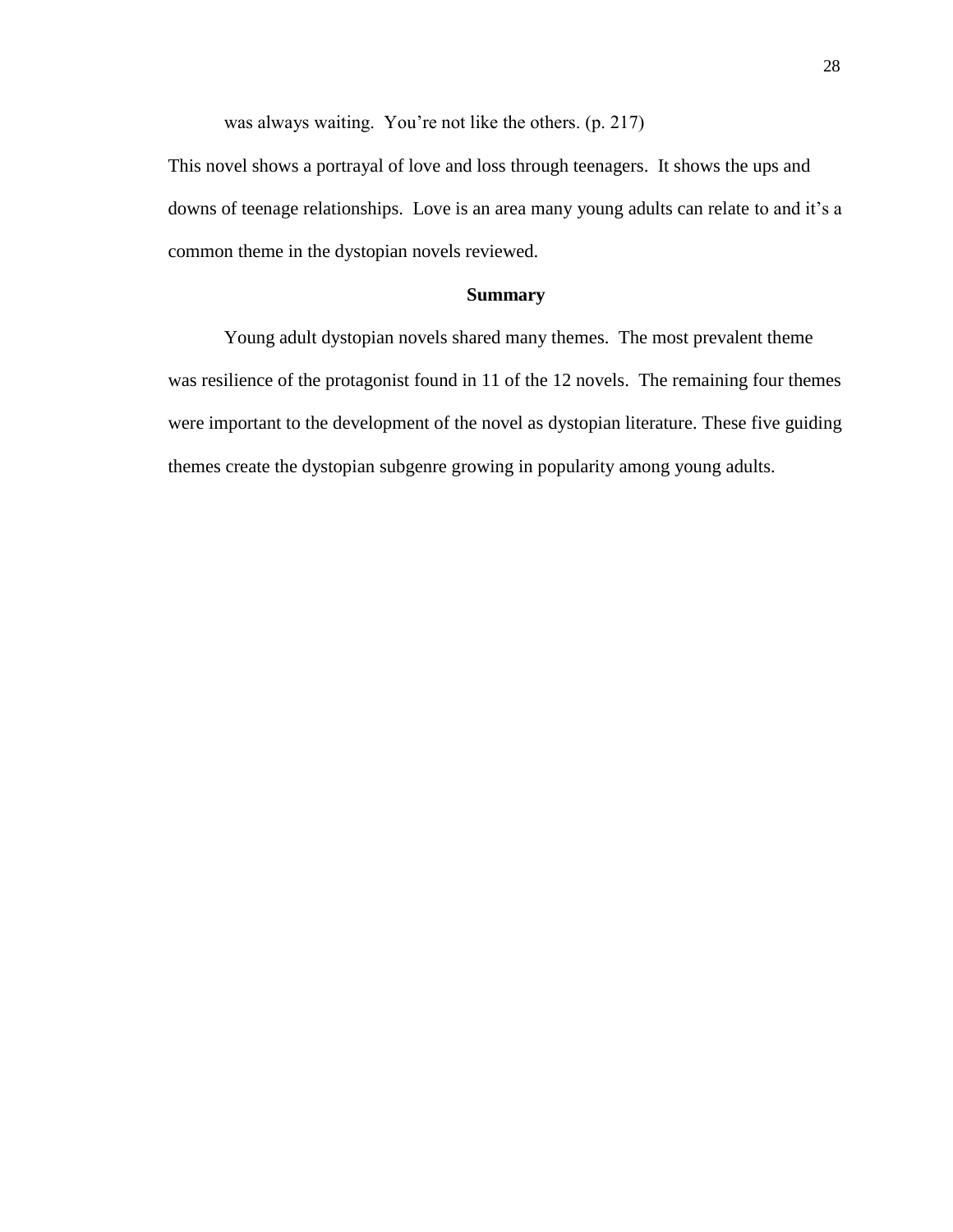> was always waiting. You're not like the others. (p. 217)

This novel shows a portrayal of love and loss through teenagers. It shows the ups and downs of teenage relationships. Love is an area many young adults can relate to and it's a common theme in the dystopian novels reviewed.

## Summary

Young adult dystopian novels shared many themes. The most prevalent theme was resilience of the protagonist found in 11 of the 12 novels. The remaining four themes were important to the development of the novel as dystopian literature. These five guiding themes create the dystopian subgenre growing in popularity among young adults.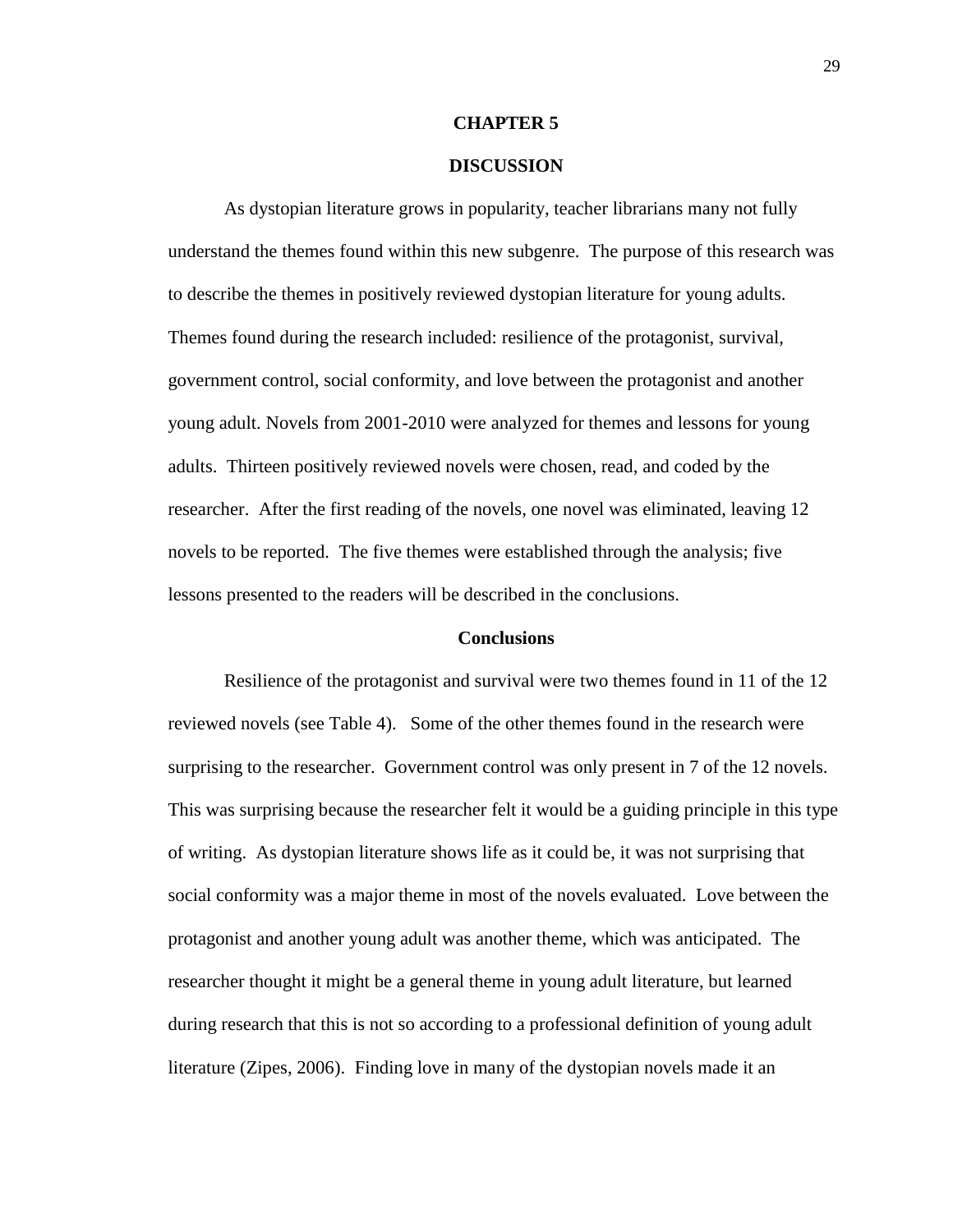# CHAPTER 5

# DISCUSSION

As dystopian literature grows in popularity, teacher librarians many not fully understand the themes found within this new subgenre. The purpose of this research was to describe the themes in positively reviewed dystopian literature for young adults. Themes found during the research included: resilience of the protagonist, survival, government control, social conformity, and love between the protagonist and another young adult. Novels from 2001-2010 were analyzed for themes and lessons for young adults. Thirteen positively reviewed novels were chosen, read, and coded by the researcher. After the first reading of the novels, one novel was eliminated, leaving 12 novels to be reported. The five themes were established through the analysis; five lessons presented to the readers will be described in the conclusions.

## Conclusions

Resilience of the protagonist and survival were two themes found in 11 of the 12 reviewed novels (see Table 4). Some of the other themes found in the research were surprising to the researcher. Government control was only present in 7 of the 12 novels. This was surprising because the researcher felt it would be a guiding principle in this type of writing. As dystopian literature shows life as it could be, it was not surprising that social conformity was a major theme in most of the novels evaluated. Love between the protagonist and another young adult was another theme, which was anticipated. The researcher thought it might be a general theme in young adult literature, but learned during research that this is not so according to a professional definition of young adult literature (Zipes, 2006). Finding love in many of the dystopian novels made it an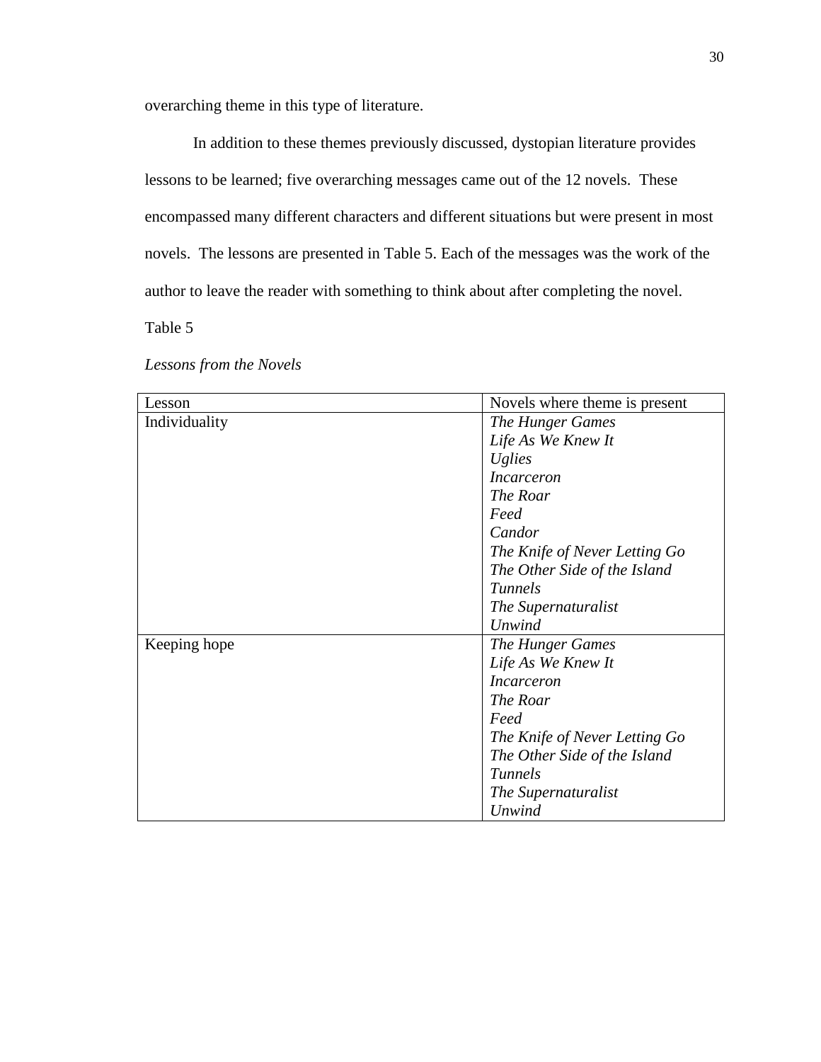overarching theme in this type of literature.

In addition to these themes previously discussed, dystopian literature provides lessons to be learned; five overarching messages came out of the 12 novels. These encompassed many different characters and different situations but were present in most novels. The lessons are presented in Table 5. Each of the messages was the work of the author to leave the reader with something to think about after completing the novel.

Table 5

*Lessons from the Novels*

| Lesson | Novels where theme is present |
|---|---|
| Individuality | *The Hunger Games*<br>*Life As We Knew It*<br>*Uglies*<br>*Incarceron*<br>*The Roar*<br>*Feed*<br>*Candor*<br>*The Knife of Never Letting Go*<br>*The Other Side of the Island*<br>*Tunnels*<br>*The Supernaturalist*<br>*Unwind* |
| Keeping hope | *The Hunger Games*<br>*Life As We Knew It*<br>*Incarceron*<br>*The Roar*<br>*Feed*<br>*The Knife of Never Letting Go*<br>*The Other Side of the Island*<br>*Tunnels*<br>*The Supernaturalist*<br>*Unwind* |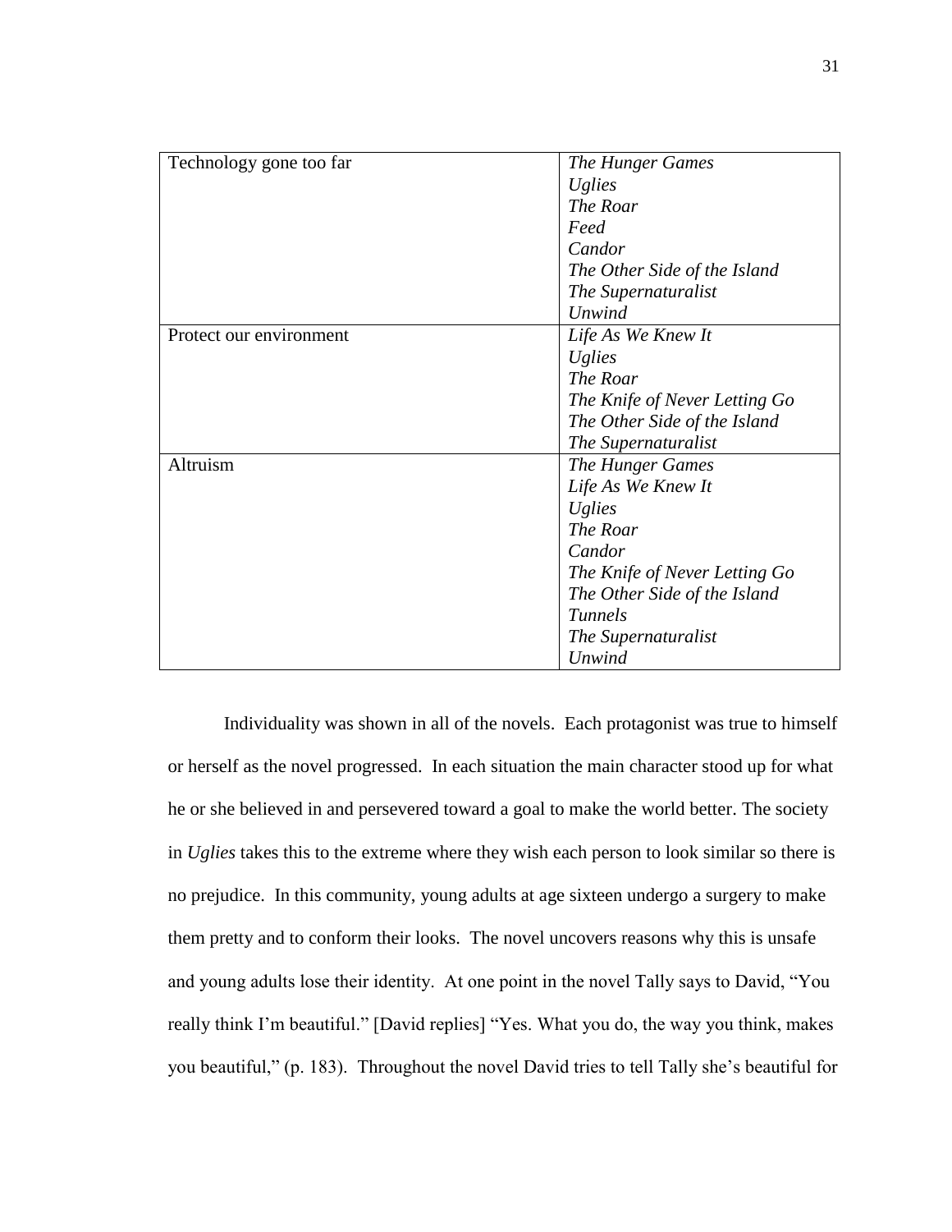| | |
|---|---|
| Technology gone too far | *The Hunger Games*<br>*Uglies*<br>*The Roar*<br>*Feed*<br>*Candor*<br>*The Other Side of the Island*<br>*The Supernaturalist*<br>*Unwind* |
| Protect our environment | *Life As We Knew It*<br>*Uglies*<br>*The Roar*<br>*The Knife of Never Letting Go*<br>*The Other Side of the Island*<br>*The Supernaturalist* |
| Altruism | *The Hunger Games*<br>*Life As We Knew It*<br>*Uglies*<br>*The Roar*<br>*Candor*<br>*The Knife of Never Letting Go*<br>*The Other Side of the Island*<br>*Tunnels*<br>*The Supernaturalist*<br>*Unwind* |

Individuality was shown in all of the novels. Each protagonist was true to himself or herself as the novel progressed. In each situation the main character stood up for what he or she believed in and persevered toward a goal to make the world better. The society in *Uglies* takes this to the extreme where they wish each person to look similar so there is no prejudice. In this community, young adults at age sixteen undergo a surgery to make them pretty and to conform their looks. The novel uncovers reasons why this is unsafe and young adults lose their identity. At one point in the novel Tally says to David, "You really think I'm beautiful." [David replies] "Yes. What you do, the way you think, makes you beautiful," (p. 183). Throughout the novel David tries to tell Tally she's beautiful for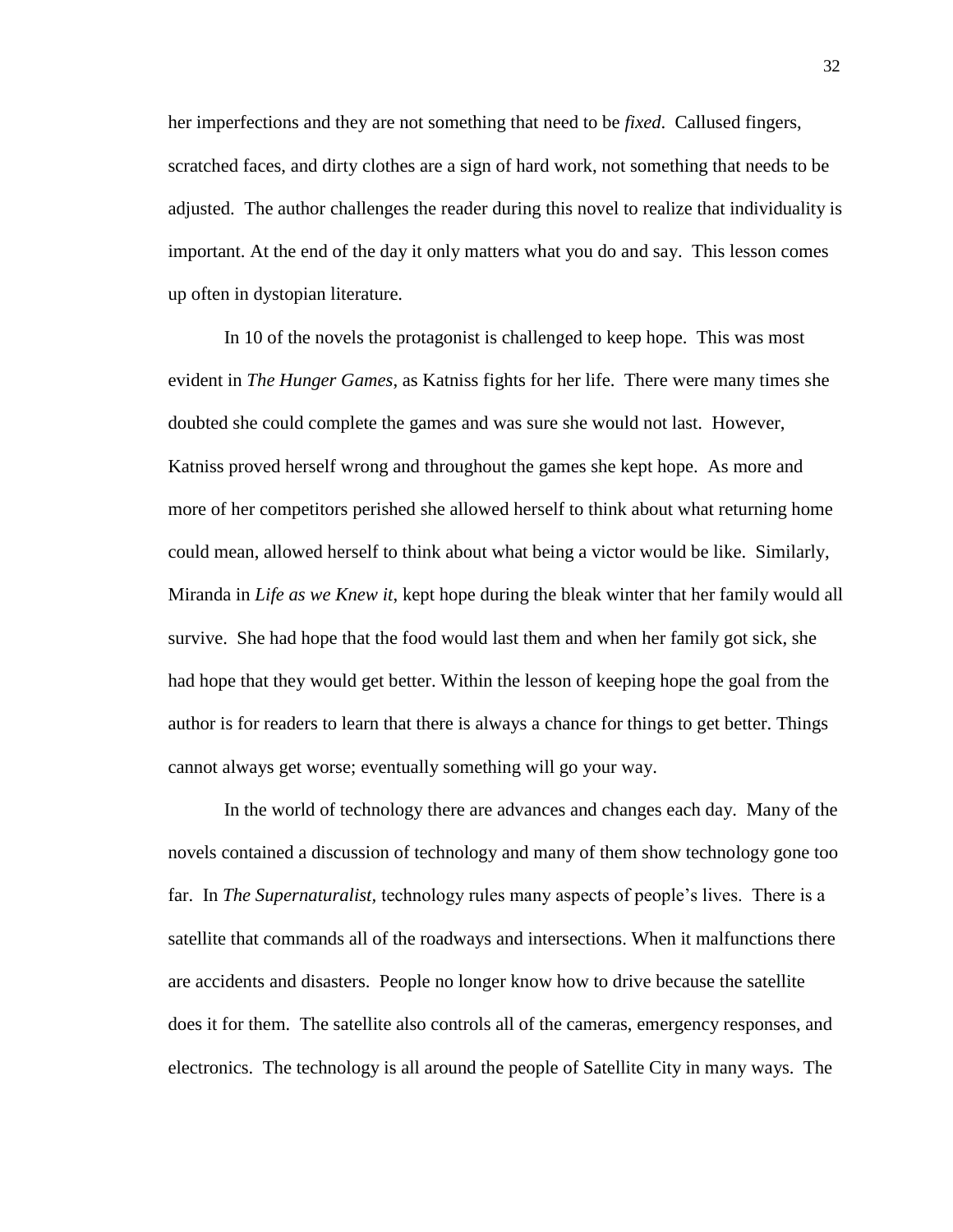her imperfections and they are not something that need to be *fixed*. Callused fingers, scratched faces, and dirty clothes are a sign of hard work, not something that needs to be adjusted. The author challenges the reader during this novel to realize that individuality is important. At the end of the day it only matters what you do and say. This lesson comes up often in dystopian literature.

In 10 of the novels the protagonist is challenged to keep hope. This was most evident in *The Hunger Games*, as Katniss fights for her life. There were many times she doubted she could complete the games and was sure she would not last. However, Katniss proved herself wrong and throughout the games she kept hope. As more and more of her competitors perished she allowed herself to think about what returning home could mean, allowed herself to think about what being a victor would be like. Similarly, Miranda in *Life as we Knew it*, kept hope during the bleak winter that her family would all survive. She had hope that the food would last them and when her family got sick, she had hope that they would get better. Within the lesson of keeping hope the goal from the author is for readers to learn that there is always a chance for things to get better. Things cannot always get worse; eventually something will go your way.

In the world of technology there are advances and changes each day. Many of the novels contained a discussion of technology and many of them show technology gone too far. In *The Supernaturalist,* technology rules many aspects of people's lives. There is a satellite that commands all of the roadways and intersections. When it malfunctions there are accidents and disasters. People no longer know how to drive because the satellite does it for them. The satellite also controls all of the cameras, emergency responses, and electronics. The technology is all around the people of Satellite City in many ways. The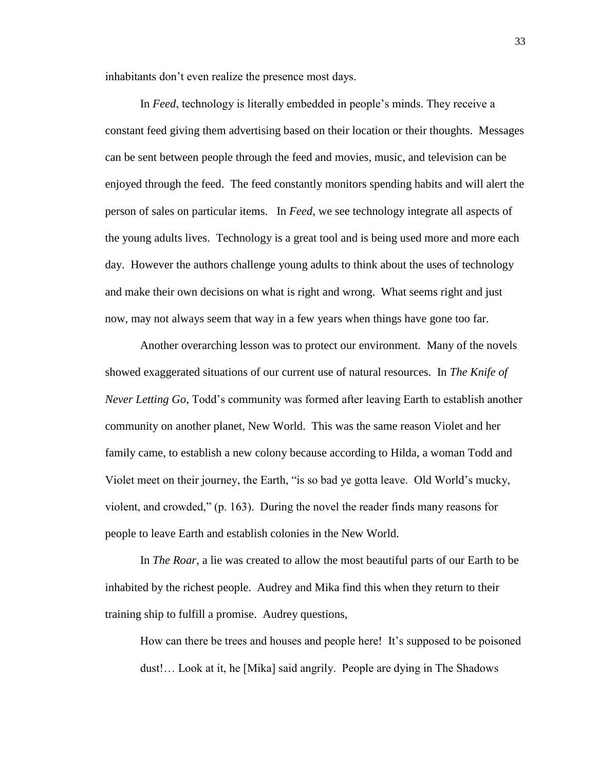inhabitants don't even realize the presence most days.

In *Feed*, technology is literally embedded in people's minds. They receive a constant feed giving them advertising based on their location or their thoughts. Messages can be sent between people through the feed and movies, music, and television can be enjoyed through the feed. The feed constantly monitors spending habits and will alert the person of sales on particular items. In *Feed*, we see technology integrate all aspects of the young adults lives. Technology is a great tool and is being used more and more each day. However the authors challenge young adults to think about the uses of technology and make their own decisions on what is right and wrong. What seems right and just now, may not always seem that way in a few years when things have gone too far.

Another overarching lesson was to protect our environment. Many of the novels showed exaggerated situations of our current use of natural resources. In *The Knife of Never Letting Go*, Todd's community was formed after leaving Earth to establish another community on another planet, New World. This was the same reason Violet and her family came, to establish a new colony because according to Hilda, a woman Todd and Violet meet on their journey, the Earth, "is so bad ye gotta leave. Old World's mucky, violent, and crowded," (p. 163). During the novel the reader finds many reasons for people to leave Earth and establish colonies in the New World.

In *The Roar*, a lie was created to allow the most beautiful parts of our Earth to be inhabited by the richest people. Audrey and Mika find this when they return to their training ship to fulfill a promise. Audrey questions,

> How can there be trees and houses and people here! It's supposed to be poisoned dust!… Look at it, he [Mika] said angrily. People are dying in The Shadows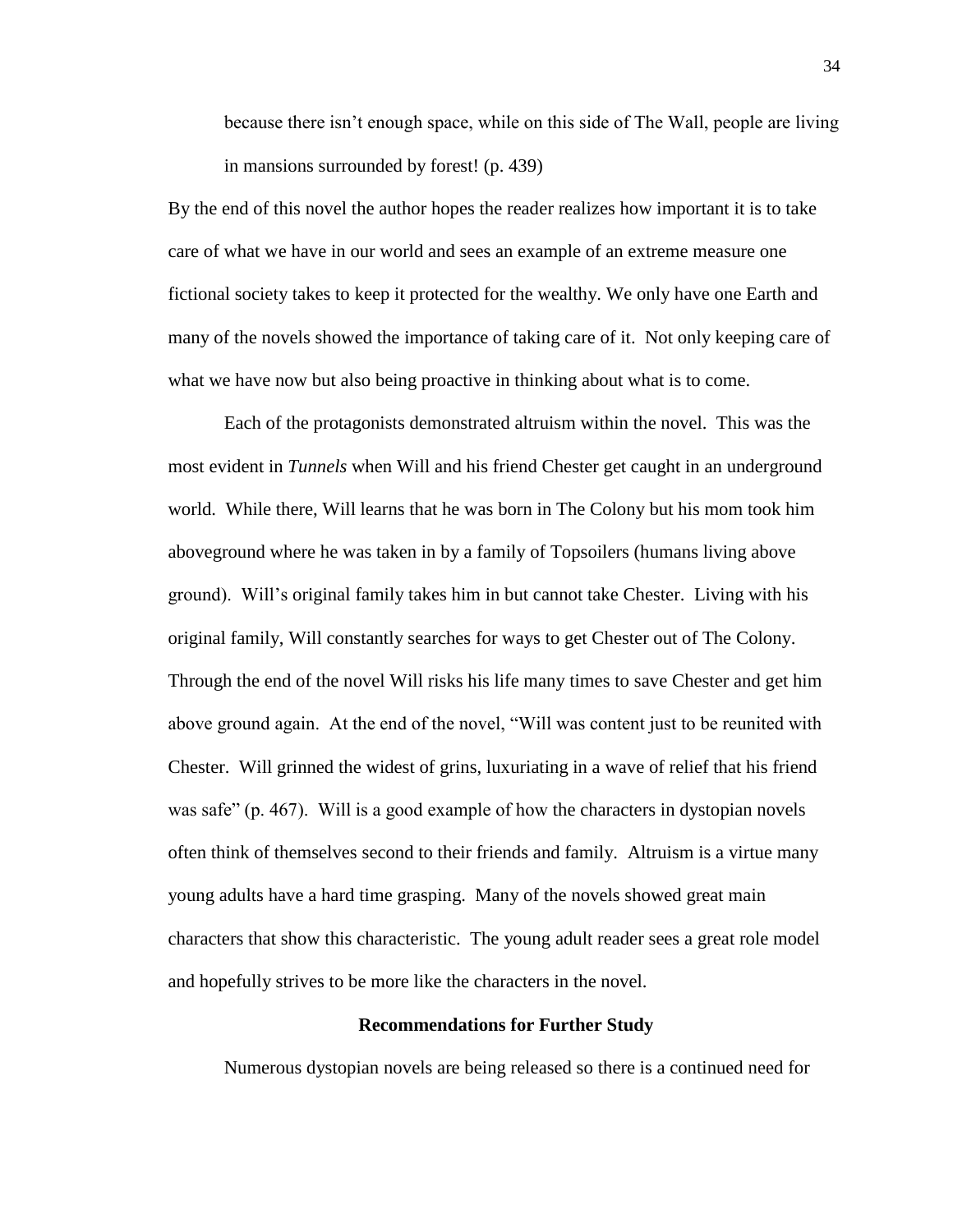> because there isn't enough space, while on this side of The Wall, people are living in mansions surrounded by forest! (p. 439)

By the end of this novel the author hopes the reader realizes how important it is to take care of what we have in our world and sees an example of an extreme measure one fictional society takes to keep it protected for the wealthy. We only have one Earth and many of the novels showed the importance of taking care of it. Not only keeping care of what we have now but also being proactive in thinking about what is to come.

Each of the protagonists demonstrated altruism within the novel. This was the most evident in *Tunnels* when Will and his friend Chester get caught in an underground world. While there, Will learns that he was born in The Colony but his mom took him aboveground where he was taken in by a family of Topsoilers (humans living above ground). Will's original family takes him in but cannot take Chester. Living with his original family, Will constantly searches for ways to get Chester out of The Colony. Through the end of the novel Will risks his life many times to save Chester and get him above ground again. At the end of the novel, "Will was content just to be reunited with Chester. Will grinned the widest of grins, luxuriating in a wave of relief that his friend was safe" (p. 467). Will is a good example of how the characters in dystopian novels often think of themselves second to their friends and family. Altruism is a virtue many young adults have a hard time grasping. Many of the novels showed great main characters that show this characteristic. The young adult reader sees a great role model and hopefully strives to be more like the characters in the novel.

## Recommendations for Further Study

Numerous dystopian novels are being released so there is a continued need for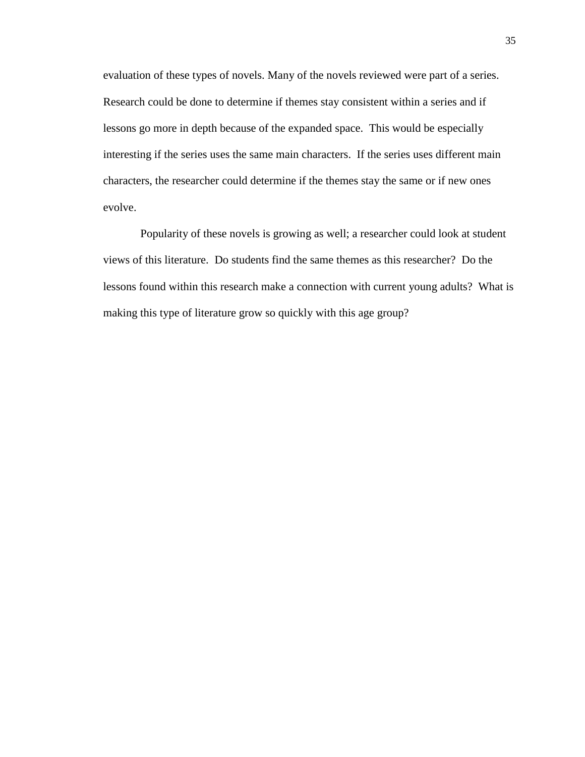evaluation of these types of novels. Many of the novels reviewed were part of a series. Research could be done to determine if themes stay consistent within a series and if lessons go more in depth because of the expanded space. This would be especially interesting if the series uses the same main characters. If the series uses different main characters, the researcher could determine if the themes stay the same or if new ones evolve.

Popularity of these novels is growing as well; a researcher could look at student views of this literature. Do students find the same themes as this researcher? Do the lessons found within this research make a connection with current young adults? What is making this type of literature grow so quickly with this age group?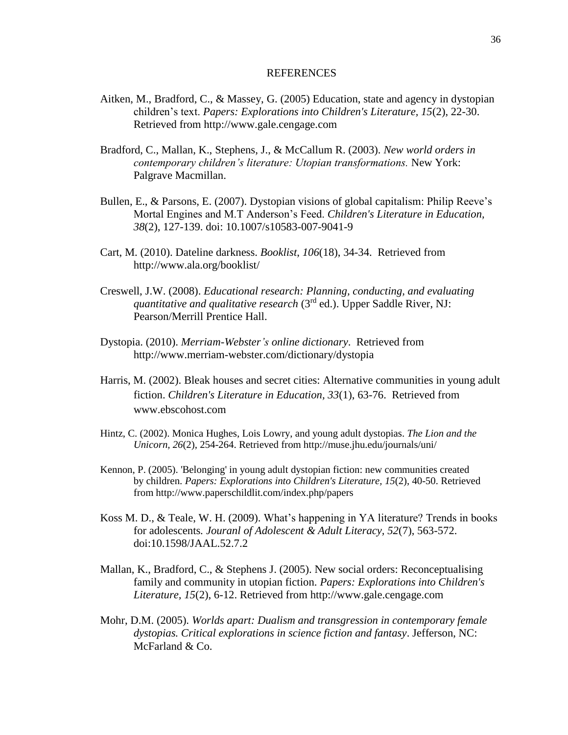# REFERENCES

Aitken, M., Bradford, C., & Massey, G. (2005) Education, state and agency in dystopian children's text. *Papers: Explorations into Children's Literature, 15*(2), 22-30. Retrieved from http://www.gale.cengage.com

Bradford, C., Mallan, K., Stephens, J., & McCallum R. (2003). *New world orders in contemporary children's literature: Utopian transformations.* New York: Palgrave Macmillan.

Bullen, E., & Parsons, E. (2007). Dystopian visions of global capitalism: Philip Reeve's Mortal Engines and M.T Anderson's Feed. *Children's Literature in Education, 38*(2), 127-139. doi: 10.1007/s10583-007-9041-9

Cart, M. (2010). Dateline darkness. *Booklist, 106*(18), 34-34. Retrieved from http://www.ala.org/booklist/

Creswell, J.W. (2008). *Educational research: Planning, conducting, and evaluating quantitative and qualitative research* (3rd ed.). Upper Saddle River, NJ: Pearson/Merrill Prentice Hall.

Dystopia. (2010). *Merriam-Webster's online dictionary*. Retrieved from http://www.merriam-webster.com/dictionary/dystopia

Harris, M. (2002). Bleak houses and secret cities: Alternative communities in young adult fiction. *Children's Literature in Education, 33*(1), 63-76. Retrieved from www.ebscohost.com

Hintz, C. (2002). Monica Hughes, Lois Lowry, and young adult dystopias. *The Lion and the Unicorn, 26*(2), 254-264. Retrieved from http://muse.jhu.edu/journals/uni/

Kennon, P. (2005). 'Belonging' in young adult dystopian fiction: new communities created by children. *Papers: Explorations into Children's Literature, 15*(2), 40-50. Retrieved from http://www.paperschildlit.com/index.php/papers

Koss M. D., & Teale, W. H. (2009). What's happening in YA literature? Trends in books for adolescents. *Jouranl of Adolescent & Adult Literacy, 52*(7), 563-572. doi:10.1598/JAAL.52.7.2

Mallan, K., Bradford, C., & Stephens J. (2005). New social orders: Reconceptualising family and community in utopian fiction. *Papers: Explorations into Children's Literature, 15*(2), 6-12. Retrieved from http://www.gale.cengage.com

Mohr, D.M. (2005). *Worlds apart: Dualism and transgression in contemporary female dystopias. Critical explorations in science fiction and fantasy*. Jefferson, NC: McFarland & Co.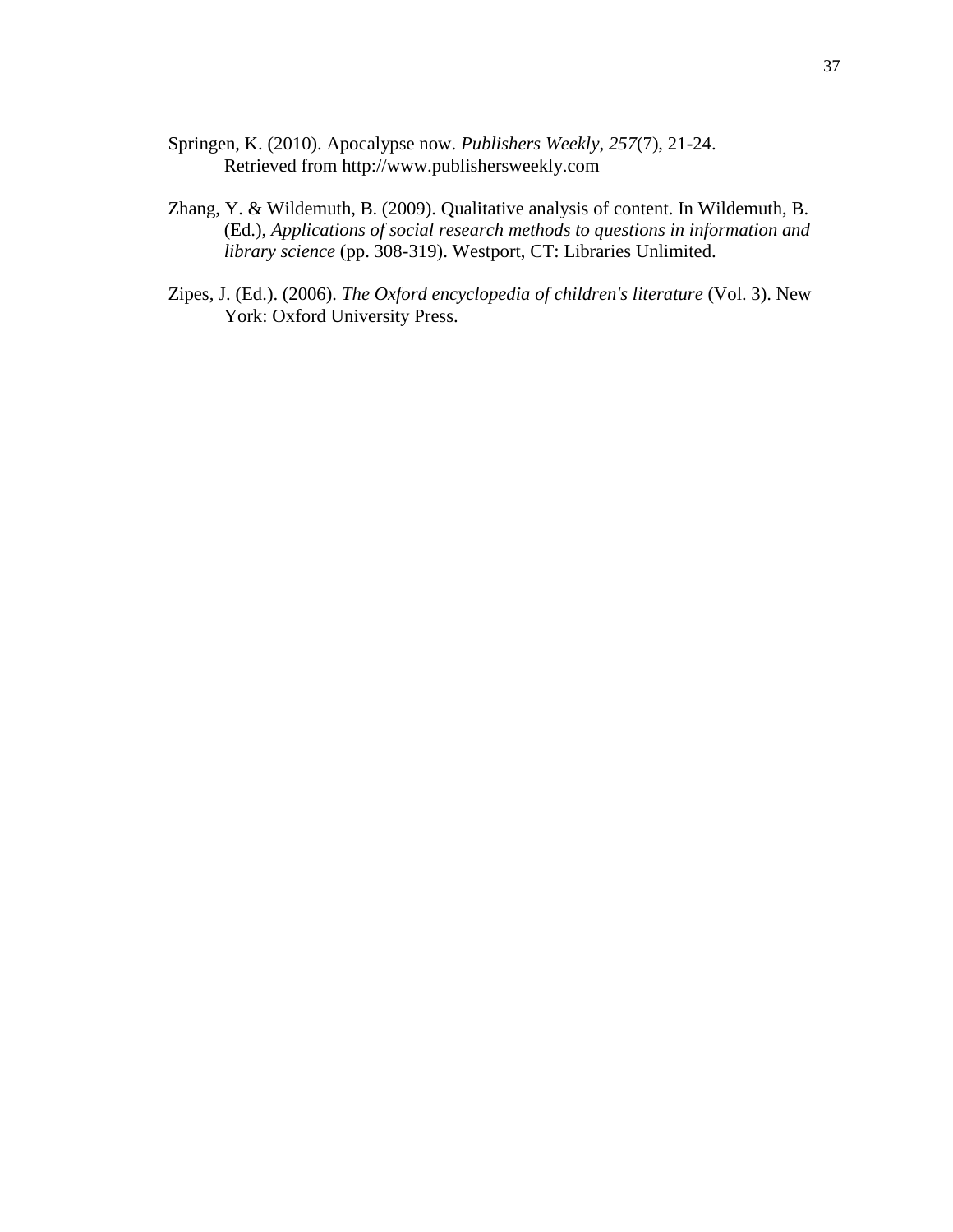Springen, K. (2010). Apocalypse now. *Publishers Weekly*, *257*(7), 21-24. Retrieved from http://www.publishersweekly.com

Zhang, Y. & Wildemuth, B. (2009). Qualitative analysis of content. In Wildemuth, B. (Ed.), *Applications of social research methods to questions in information and library science* (pp. 308-319). Westport, CT: Libraries Unlimited.

Zipes, J. (Ed.). (2006). *The Oxford encyclopedia of children's literature* (Vol. 3). New York: Oxford University Press.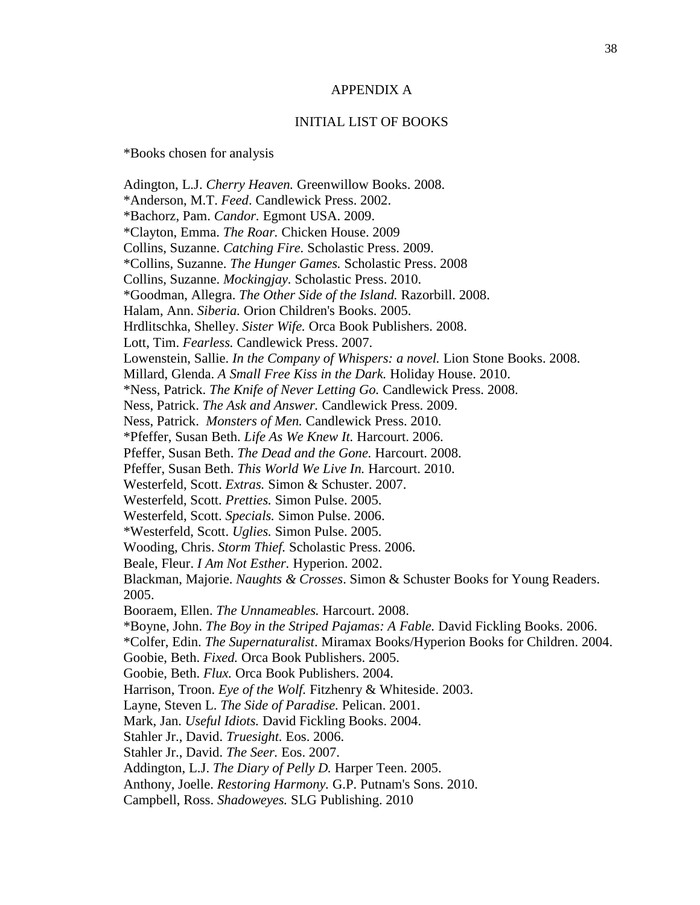# APPENDIX A

## INITIAL LIST OF BOOKS

*Books chosen for analysis

Adington, L.J. *Cherry Heaven.* Greenwillow Books. 2008.
*Anderson, M.T. *Feed*. Candlewick Press. 2002.
*Bachorz, Pam. *Candor.* Egmont USA. 2009.
*Clayton, Emma. *The Roar.* Chicken House. 2009
Collins, Suzanne. *Catching Fire.* Scholastic Press. 2009.
*Collins, Suzanne. *The Hunger Games.* Scholastic Press. 2008
Collins, Suzanne. *Mockingjay.* Scholastic Press. 2010.
*Goodman, Allegra. *The Other Side of the Island.* Razorbill. 2008.
Halam, Ann. *Siberia.* Orion Children's Books. 2005.
Hrdlitschka, Shelley. *Sister Wife.* Orca Book Publishers. 2008.
Lott, Tim. *Fearless.* Candlewick Press. 2007.
Lowenstein, Sallie. *In the Company of Whispers: a novel.* Lion Stone Books. 2008.
Millard, Glenda. *A Small Free Kiss in the Dark.* Holiday House. 2010.
*Ness, Patrick. *The Knife of Never Letting Go.* Candlewick Press. 2008.
Ness, Patrick. *The Ask and Answer.* Candlewick Press. 2009.
Ness, Patrick. *Monsters of Men.* Candlewick Press. 2010.
*Pfeffer, Susan Beth. *Life As We Knew It.* Harcourt. 2006.
Pfeffer, Susan Beth. *The Dead and the Gone.* Harcourt. 2008.
Pfeffer, Susan Beth. *This World We Live In.* Harcourt. 2010.
Westerfeld, Scott. *Extras.* Simon & Schuster. 2007.
Westerfeld, Scott. *Pretties.* Simon Pulse. 2005.
Westerfeld, Scott. *Specials.* Simon Pulse. 2006.
*Westerfeld, Scott. *Uglies.* Simon Pulse. 2005.
Wooding, Chris. *Storm Thief.* Scholastic Press. 2006.
Beale, Fleur. *I Am Not Esther.* Hyperion. 2002.
Blackman, Majorie. *Naughts & Crosses*. Simon & Schuster Books for Young Readers. 2005.
Booraem, Ellen. *The Unnameables.* Harcourt. 2008.
*Boyne, John. *The Boy in the Striped Pajamas: A Fable.* David Fickling Books. 2006.
*Colfer, Edin. *The Supernaturalist*. Miramax Books/Hyperion Books for Children. 2004.
Goobie, Beth. *Fixed.* Orca Book Publishers. 2005.
Goobie, Beth. *Flux.* Orca Book Publishers. 2004.
Harrison, Troon. *Eye of the Wolf.* Fitzhenry & Whiteside. 2003.
Layne, Steven L. *The Side of Paradise.* Pelican. 2001.
Mark, Jan. *Useful Idiots.* David Fickling Books. 2004.
Stahler Jr., David. *Truesight.* Eos. 2006.
Stahler Jr., David. *The Seer.* Eos. 2007.
Addington, L.J. *The Diary of Pelly D.* Harper Teen. 2005.
Anthony, Joelle. *Restoring Harmony.* G.P. Putnam's Sons. 2010.
Campbell, Ross. *Shadoweyes.* SLG Publishing. 2010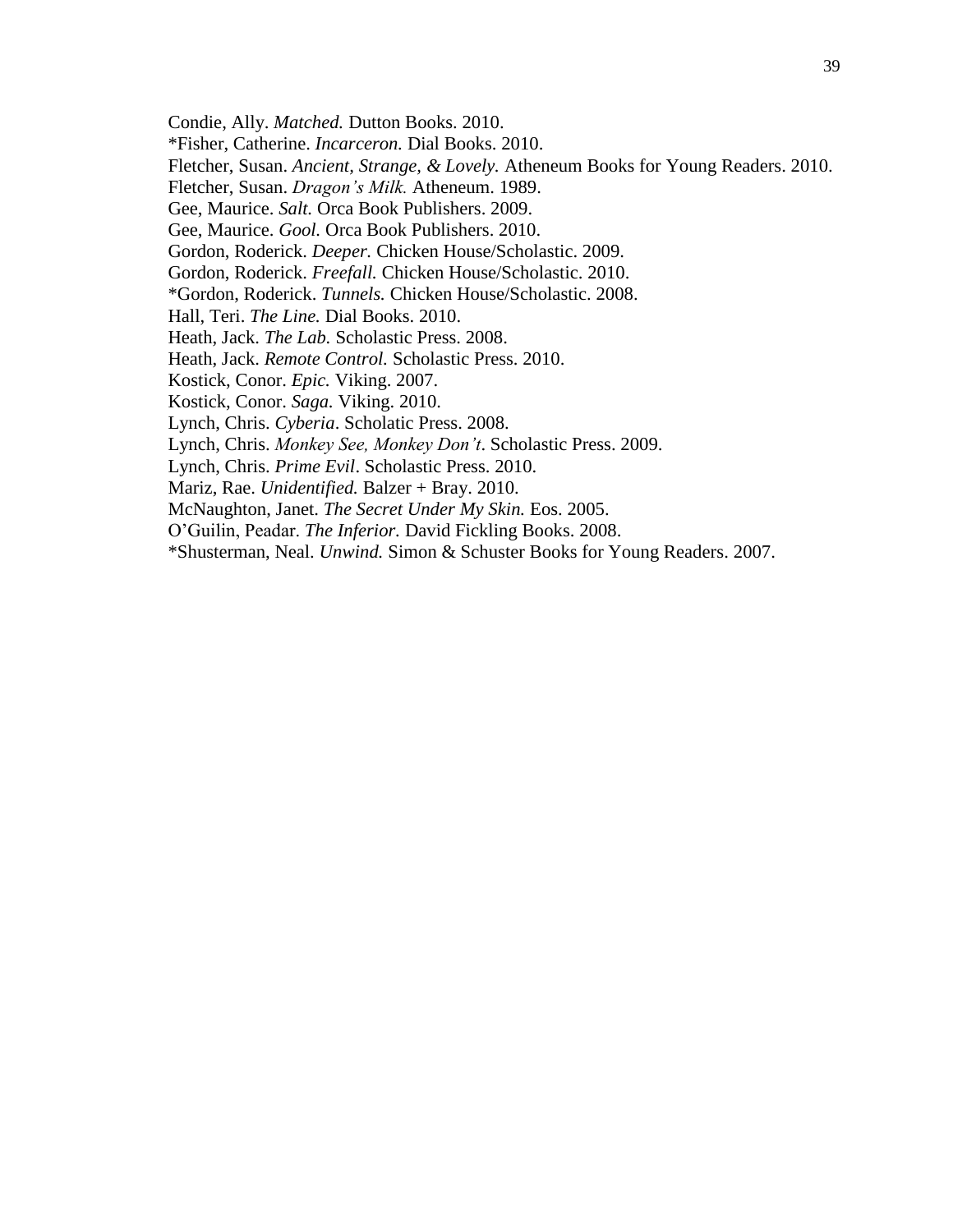Condie, Ally. *Matched.* Dutton Books. 2010.
*Fisher, Catherine. *Incarceron.* Dial Books. 2010.
Fletcher, Susan. *Ancient, Strange, & Lovely.* Atheneum Books for Young Readers. 2010.
Fletcher, Susan. *Dragon's Milk.* Atheneum. 1989.
Gee, Maurice. *Salt.* Orca Book Publishers. 2009.
Gee, Maurice. *Gool.* Orca Book Publishers. 2010.
Gordon, Roderick. *Deeper.* Chicken House/Scholastic. 2009.
Gordon, Roderick. *Freefall.* Chicken House/Scholastic. 2010.
*Gordon, Roderick. *Tunnels.* Chicken House/Scholastic. 2008.
Hall, Teri. *The Line.* Dial Books. 2010.
Heath, Jack. *The Lab.* Scholastic Press. 2008.
Heath, Jack. *Remote Control.* Scholastic Press. 2010.
Kostick, Conor. *Epic.* Viking. 2007.
Kostick, Conor. *Saga.* Viking. 2010.
Lynch, Chris. *Cyberia*. Scholatic Press. 2008.
Lynch, Chris. *Monkey See, Monkey Don't*. Scholastic Press. 2009.
Lynch, Chris. *Prime Evil*. Scholastic Press. 2010.
Mariz, Rae. *Unidentified.* Balzer + Bray. 2010.
McNaughton, Janet. *The Secret Under My Skin.* Eos. 2005.
O'Guilin, Peadar. *The Inferior.* David Fickling Books. 2008.
*Shusterman, Neal. *Unwind.* Simon & Schuster Books for Young Readers. 2007.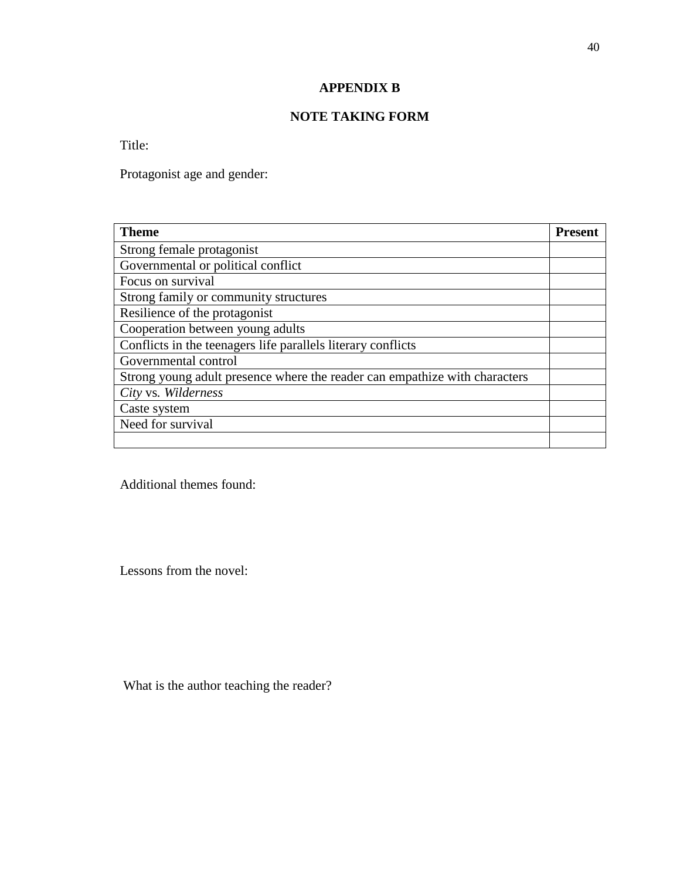## APPENDIX B

## NOTE TAKING FORM

Title:

Protagonist age and gender:

| **Theme** | **Present** |
|---|---|
| Strong female protagonist | |
| Governmental or political conflict | |
| Focus on survival | |
| Strong family or community structures | |
| Resilience of the protagonist | |
| Cooperation between young adults | |
| Conflicts in the teenagers life parallels literary conflicts | |
| Governmental control | |
| Strong young adult presence where the reader can empathize with characters | |
| *City* vs. *Wilderness* | |
| Caste system | |
| Need for survival | |
| | |

Additional themes found:

Lessons from the novel:

What is the author teaching the reader?